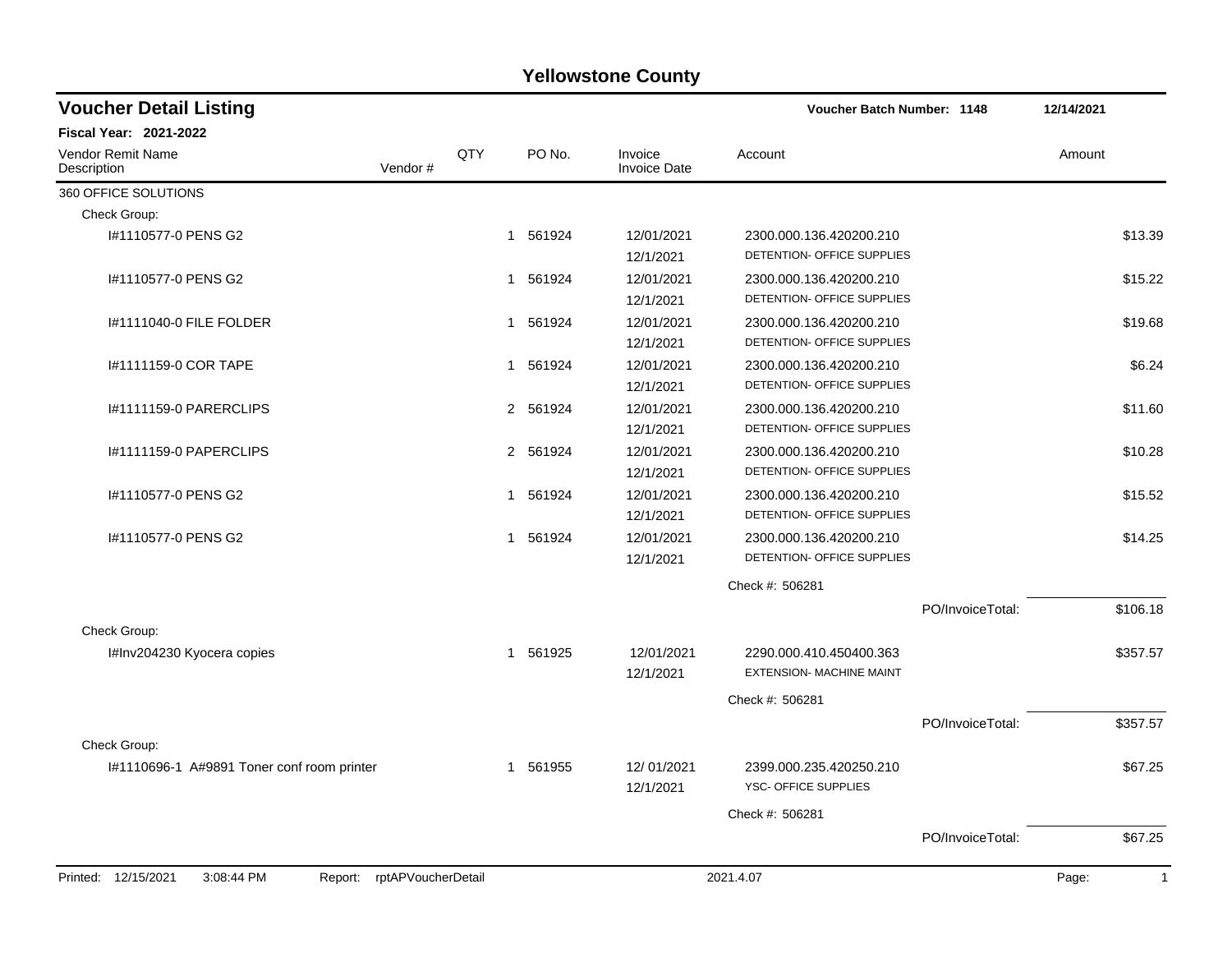# Yellowstone County

## Voucher Detail Listing

**Voucher Batch Number: 1148** — 12/14/2021

**Fiscal Year: 2021-2022**

| Vendor Remit Name / Description | Vendor # | QTY | PO No. | Invoice / Invoice Date | Account | Amount |
|---|---|---|---|---|---|---|
| 360 OFFICE SOLUTIONS | | | | | | |
| Check Group: | | | | | | |
| I#1110577-0 PENS G2 | | 1 | 561924 | 12/01/2021<br>12/1/2021 | 2300.000.136.420200.210<br>DETENTION- OFFICE SUPPLIES | $13.39 |
| I#1110577-0 PENS G2 | | 1 | 561924 | 12/01/2021<br>12/1/2021 | 2300.000.136.420200.210<br>DETENTION- OFFICE SUPPLIES | $15.22 |
| I#1111040-0 FILE FOLDER | | 1 | 561924 | 12/01/2021<br>12/1/2021 | 2300.000.136.420200.210<br>DETENTION- OFFICE SUPPLIES | $19.68 |
| I#1111159-0 COR TAPE | | 1 | 561924 | 12/01/2021<br>12/1/2021 | 2300.000.136.420200.210<br>DETENTION- OFFICE SUPPLIES | $6.24 |
| I#1111159-0 PARERCLIPS | | 2 | 561924 | 12/01/2021<br>12/1/2021 | 2300.000.136.420200.210<br>DETENTION- OFFICE SUPPLIES | $11.60 |
| I#1111159-0 PAPERCLIPS | | 2 | 561924 | 12/01/2021<br>12/1/2021 | 2300.000.136.420200.210<br>DETENTION- OFFICE SUPPLIES | $10.28 |
| I#1110577-0 PENS G2 | | 1 | 561924 | 12/01/2021<br>12/1/2021 | 2300.000.136.420200.210<br>DETENTION- OFFICE SUPPLIES | $15.52 |
| I#1110577-0 PENS G2 | | 1 | 561924 | 12/01/2021<br>12/1/2021 | 2300.000.136.420200.210<br>DETENTION- OFFICE SUPPLIES | $14.25 |
| | | | | | Check #: 506281 | |
| | | | | | PO/InvoiceTotal: | $106.18 |
| Check Group: | | | | | | |
| I#Inv204230 Kyocera copies | | 1 | 561925 | 12/01/2021<br>12/1/2021 | 2290.000.410.450400.363<br>EXTENSION- MACHINE MAINT | $357.57 |
| | | | | | Check #: 506281 | |
| | | | | | PO/InvoiceTotal: | $357.57 |
| Check Group: | | | | | | |
| I#1110696-1 A#9891 Toner conf room printer | | 1 | 561955 | 12/ 01/2021<br>12/1/2021 | 2399.000.235.420250.210<br>YSC- OFFICE SUPPLIES | $67.25 |
| | | | | | Check #: 506281 | |
| | | | | | PO/InvoiceTotal: | $67.25 |

Printed: 12/15/2021 3:08:44 PM Report: rptAPVoucherDetail 2021.4.07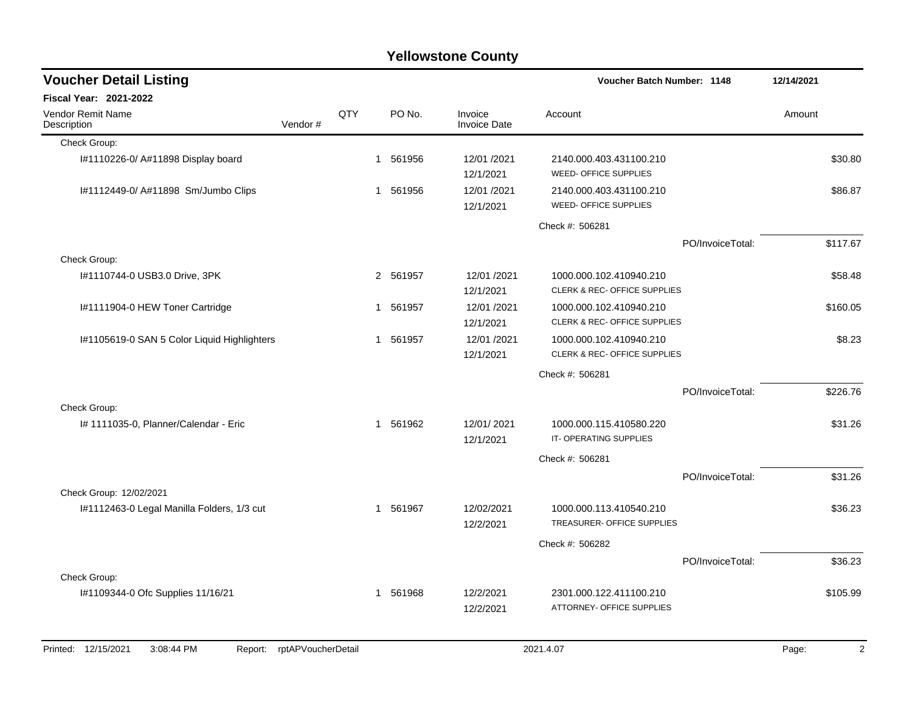# Yellowstone County

## Voucher Detail Listing

**Voucher Batch Number: 1148** 12/14/2021

**Fiscal Year: 2021-2022**

| Vendor Remit Name / Description | Vendor # | QTY | PO No. | Invoice / Invoice Date | Account | Amount |
|---|---|---|---|---|---|---|
| Check Group: | | | | | | |
| I#1110226-0/ A#11898 Display board | | 1 | 561956 | 12/01 /2021<br>12/1/2021 | 2140.000.403.431100.210<br>WEED- OFFICE SUPPLIES | $30.80 |
| I#1112449-0/ A#11898 Sm/Jumbo Clips | | 1 | 561956 | 12/01 /2021<br>12/1/2021 | 2140.000.403.431100.210<br>WEED- OFFICE SUPPLIES | $86.87 |
| | | | | | Check #: 506281 | |
| | | | | | PO/InvoiceTotal: | $117.67 |
| Check Group: | | | | | | |
| I#1110744-0 USB3.0 Drive, 3PK | | 2 | 561957 | 12/01 /2021<br>12/1/2021 | 1000.000.102.410940.210<br>CLERK & REC- OFFICE SUPPLIES | $58.48 |
| I#1111904-0 HEW Toner Cartridge | | 1 | 561957 | 12/01 /2021<br>12/1/2021 | 1000.000.102.410940.210<br>CLERK & REC- OFFICE SUPPLIES | $160.05 |
| I#1105619-0 SAN 5 Color Liquid Highlighters | | 1 | 561957 | 12/01 /2021<br>12/1/2021 | 1000.000.102.410940.210<br>CLERK & REC- OFFICE SUPPLIES | $8.23 |
| | | | | | Check #: 506281 | |
| | | | | | PO/InvoiceTotal: | $226.76 |
| Check Group: | | | | | | |
| I# 1111035-0, Planner/Calendar - Eric | | 1 | 561962 | 12/01/ 2021<br>12/1/2021 | 1000.000.115.410580.220<br>IT- OPERATING SUPPLIES | $31.26 |
| | | | | | Check #: 506281 | |
| | | | | | PO/InvoiceTotal: | $31.26 |
| Check Group: 12/02/2021 | | | | | | |
| I#1112463-0 Legal Manilla Folders, 1/3 cut | | 1 | 561967 | 12/02/2021<br>12/2/2021 | 1000.000.113.410540.210<br>TREASURER- OFFICE SUPPLIES | $36.23 |
| | | | | | Check #: 506282 | |
| | | | | | PO/InvoiceTotal: | $36.23 |
| Check Group: | | | | | | |
| I#1109344-0 Ofc Supplies 11/16/21 | | 1 | 561968 | 12/2/2021<br>12/2/2021 | 2301.000.122.411100.210<br>ATTORNEY- OFFICE SUPPLIES | $105.99 |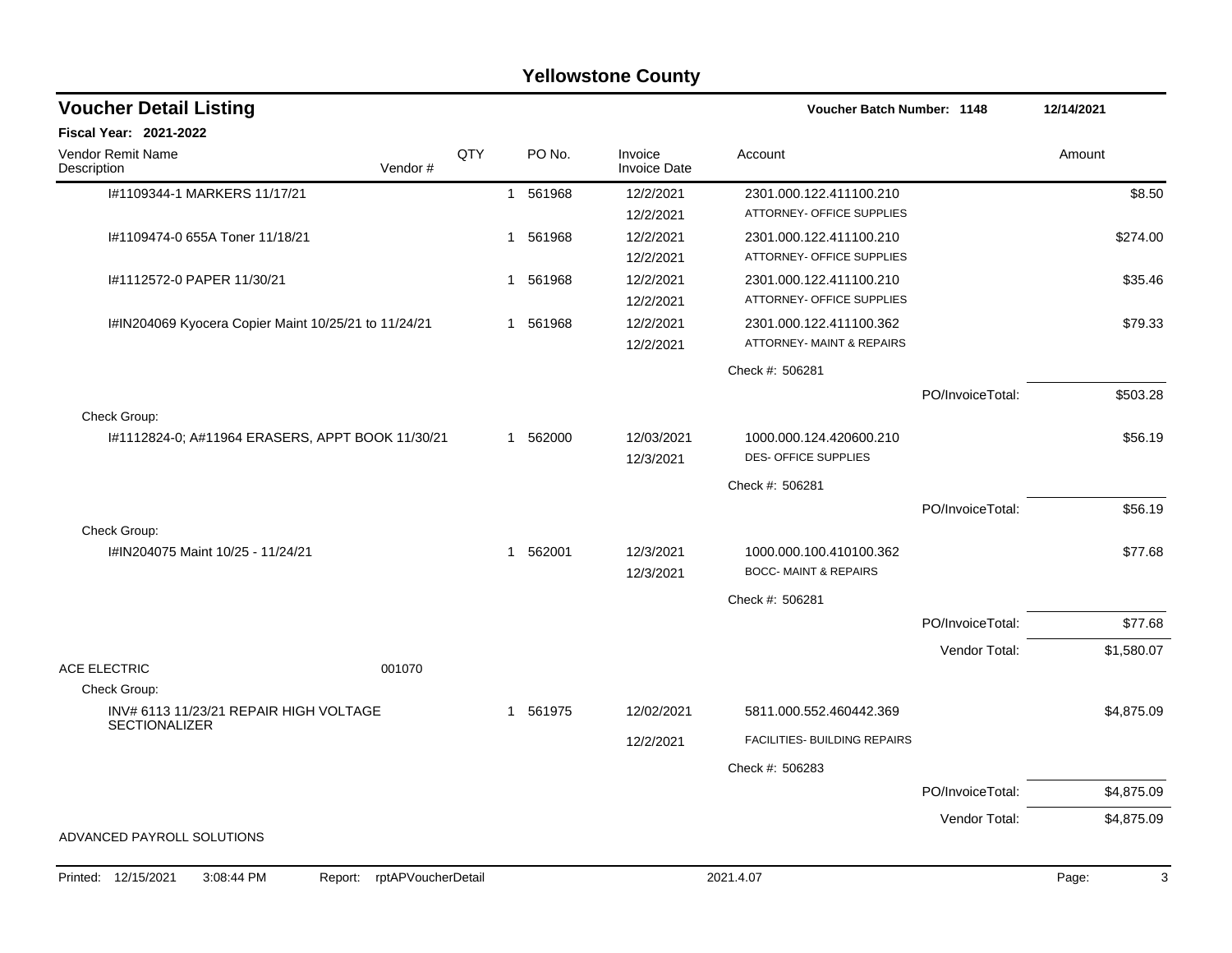# Yellowstone County

## Voucher Detail Listing

**Voucher Batch Number: 1148** 12/14/2021

**Fiscal Year: 2021-2022**

| Vendor Remit Name / Description | Vendor # | QTY | PO No. | Invoice / Invoice Date | Account | | Amount |
|---|---|---|---|---|---|---|---|
| I#1109344-1 MARKERS 11/17/21 | | 1 | 561968 | 12/2/2021 / 12/2/2021 | 2301.000.122.411100.210 / ATTORNEY- OFFICE SUPPLIES | | $8.50 |
| I#1109474-0 655A Toner 11/18/21 | | 1 | 561968 | 12/2/2021 / 12/2/2021 | 2301.000.122.411100.210 / ATTORNEY- OFFICE SUPPLIES | | $274.00 |
| I#1112572-0 PAPER 11/30/21 | | 1 | 561968 | 12/2/2021 / 12/2/2021 | 2301.000.122.411100.210 / ATTORNEY- OFFICE SUPPLIES | | $35.46 |
| I#IN204069 Kyocera Copier Maint 10/25/21 to 11/24/21 | | 1 | 561968 | 12/2/2021 / 12/2/2021 | 2301.000.122.411100.362 / ATTORNEY- MAINT & REPAIRS | | $79.33 |
| | | | | | Check #: 506281 | | |
| | | | | | | PO/InvoiceTotal: | $503.28 |
| Check Group: | | | | | | | |
| I#1112824-0; A#11964 ERASERS, APPT BOOK 11/30/21 | | 1 | 562000 | 12/03/2021 / 12/3/2021 | 1000.000.124.420600.210 / DES- OFFICE SUPPLIES | | $56.19 |
| | | | | | Check #: 506281 | | |
| | | | | | | PO/InvoiceTotal: | $56.19 |
| Check Group: | | | | | | | |
| I#IN204075 Maint 10/25 - 11/24/21 | | 1 | 562001 | 12/3/2021 / 12/3/2021 | 1000.000.100.410100.362 / BOCC- MAINT & REPAIRS | | $77.68 |
| | | | | | Check #: 506281 | | |
| | | | | | | PO/InvoiceTotal: | $77.68 |
| | | | | | | Vendor Total: | $1,580.07 |
| ACE ELECTRIC | 001070 | | | | | | |
| Check Group: | | | | | | | |
| INV# 6113 11/23/21 REPAIR HIGH VOLTAGE SECTIONALIZER | | 1 | 561975 | 12/02/2021 / 12/2/2021 | 5811.000.552.460442.369 / FACILITIES- BUILDING REPAIRS | | $4,875.09 |
| | | | | | Check #: 506283 | | |
| | | | | | | PO/InvoiceTotal: | $4,875.09 |
| | | | | | | Vendor Total: | $4,875.09 |
| ADVANCED PAYROLL SOLUTIONS | | | | | | | |

Printed: 12/15/2021 3:08:44 PM Report: rptAPVoucherDetail 2021.4.07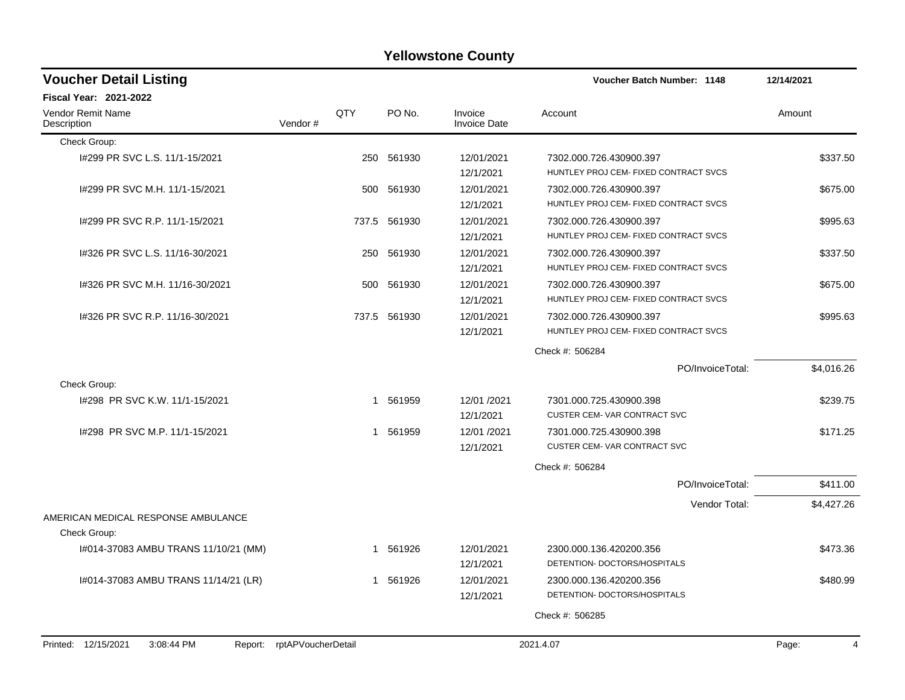# Yellowstone County

## Voucher Detail Listing

**Voucher Batch Number: 1148** — 12/14/2021

**Fiscal Year: 2021-2022**

| Vendor Remit Name / Description | Vendor # | QTY | PO No. | Invoice / Invoice Date | Account | Amount |
|---|---|---|---|---|---|---|
| Check Group: | | | | | | |
| I#299 PR SVC L.S. 11/1-15/2021 | | 250 | 561930 | 12/01/2021<br>12/1/2021 | 7302.000.726.430900.397<br>HUNTLEY PROJ CEM- FIXED CONTRACT SVCS | $337.50 |
| I#299 PR SVC M.H. 11/1-15/2021 | | 500 | 561930 | 12/01/2021<br>12/1/2021 | 7302.000.726.430900.397<br>HUNTLEY PROJ CEM- FIXED CONTRACT SVCS | $675.00 |
| I#299 PR SVC R.P. 11/1-15/2021 | | 737.5 | 561930 | 12/01/2021<br>12/1/2021 | 7302.000.726.430900.397<br>HUNTLEY PROJ CEM- FIXED CONTRACT SVCS | $995.63 |
| I#326 PR SVC L.S. 11/16-30/2021 | | 250 | 561930 | 12/01/2021<br>12/1/2021 | 7302.000.726.430900.397<br>HUNTLEY PROJ CEM- FIXED CONTRACT SVCS | $337.50 |
| I#326 PR SVC M.H. 11/16-30/2021 | | 500 | 561930 | 12/01/2021<br>12/1/2021 | 7302.000.726.430900.397<br>HUNTLEY PROJ CEM- FIXED CONTRACT SVCS | $675.00 |
| I#326 PR SVC R.P. 11/16-30/2021 | | 737.5 | 561930 | 12/01/2021<br>12/1/2021 | 7302.000.726.430900.397<br>HUNTLEY PROJ CEM- FIXED CONTRACT SVCS | $995.63 |
| | | | | | Check #: 506284 | |
| | | | | | PO/InvoiceTotal: | $4,016.26 |
| Check Group: | | | | | | |
| I#298 PR SVC K.W. 11/1-15/2021 | | 1 | 561959 | 12/01 /2021<br>12/1/2021 | 7301.000.725.430900.398<br>CUSTER CEM- VAR CONTRACT SVC | $239.75 |
| I#298 PR SVC M.P. 11/1-15/2021 | | 1 | 561959 | 12/01 /2021<br>12/1/2021 | 7301.000.725.430900.398<br>CUSTER CEM- VAR CONTRACT SVC | $171.25 |
| | | | | | Check #: 506284 | |
| | | | | | PO/InvoiceTotal: | $411.00 |
| | | | | | Vendor Total: | $4,427.26 |
| AMERICAN MEDICAL RESPONSE AMBULANCE | | | | | | |
| Check Group: | | | | | | |
| I#014-37083 AMBU TRANS 11/10/21 (MM) | | 1 | 561926 | 12/01/2021<br>12/1/2021 | 2300.000.136.420200.356<br>DETENTION- DOCTORS/HOSPITALS | $473.36 |
| I#014-37083 AMBU TRANS 11/14/21 (LR) | | 1 | 561926 | 12/01/2021<br>12/1/2021 | 2300.000.136.420200.356<br>DETENTION- DOCTORS/HOSPITALS | $480.99 |
| | | | | | Check #: 506285 | |

Printed: 12/15/2021 3:08:44 PM Report: rptAPVoucherDetail 2021.4.07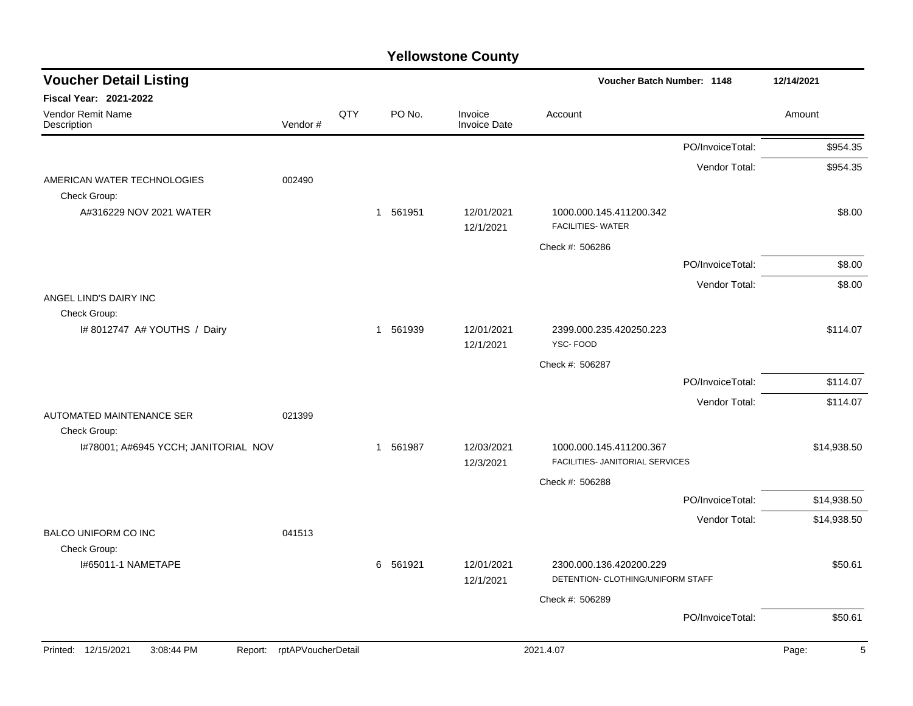# Yellowstone County

## Voucher Detail Listing

Voucher Batch Number: 1148 — 12/14/2021

**Fiscal Year: 2021-2022**

| Vendor Remit Name / Description | Vendor # | QTY | PO No. | Invoice / Invoice Date | Account | Amount |
|---|---|---|---|---|---|---|
| | | | | | PO/InvoiceTotal: | $954.35 |
| | | | | | Vendor Total: | $954.35 |
| AMERICAN WATER TECHNOLOGIES | 002490 | | | | | |
| Check Group: | | | | | | |
| A#316229 NOV 2021 WATER | | 1 | 561951 | 12/01/2021 12/1/2021 | 1000.000.145.411200.342 FACILITIES- WATER | $8.00 |
| | | | | | Check #: 506286 | |
| | | | | | PO/InvoiceTotal: | $8.00 |
| | | | | | Vendor Total: | $8.00 |
| ANGEL LIND'S DAIRY INC | | | | | | |
| Check Group: | | | | | | |
| I# 8012747 A# YOUTHS / Dairy | | 1 | 561939 | 12/01/2021 12/1/2021 | 2399.000.235.420250.223 YSC- FOOD | $114.07 |
| | | | | | Check #: 506287 | |
| | | | | | PO/InvoiceTotal: | $114.07 |
| | | | | | Vendor Total: | $114.07 |
| AUTOMATED MAINTENANCE SER | 021399 | | | | | |
| Check Group: | | | | | | |
| I#78001; A#6945 YCCH; JANITORIAL NOV | | 1 | 561987 | 12/03/2021 12/3/2021 | 1000.000.145.411200.367 FACILITIES- JANITORIAL SERVICES | $14,938.50 |
| | | | | | Check #: 506288 | |
| | | | | | PO/InvoiceTotal: | $14,938.50 |
| | | | | | Vendor Total: | $14,938.50 |
| BALCO UNIFORM CO INC | 041513 | | | | | |
| Check Group: | | | | | | |
| I#65011-1 NAMETAPE | | 6 | 561921 | 12/01/2021 12/1/2021 | 2300.000.136.420200.229 DETENTION- CLOTHING/UNIFORM STAFF | $50.61 |
| | | | | | Check #: 506289 | |
| | | | | | PO/InvoiceTotal: | $50.61 |

Printed: 12/15/2021 3:08:44 PM Report: rptAPVoucherDetail 2021.4.07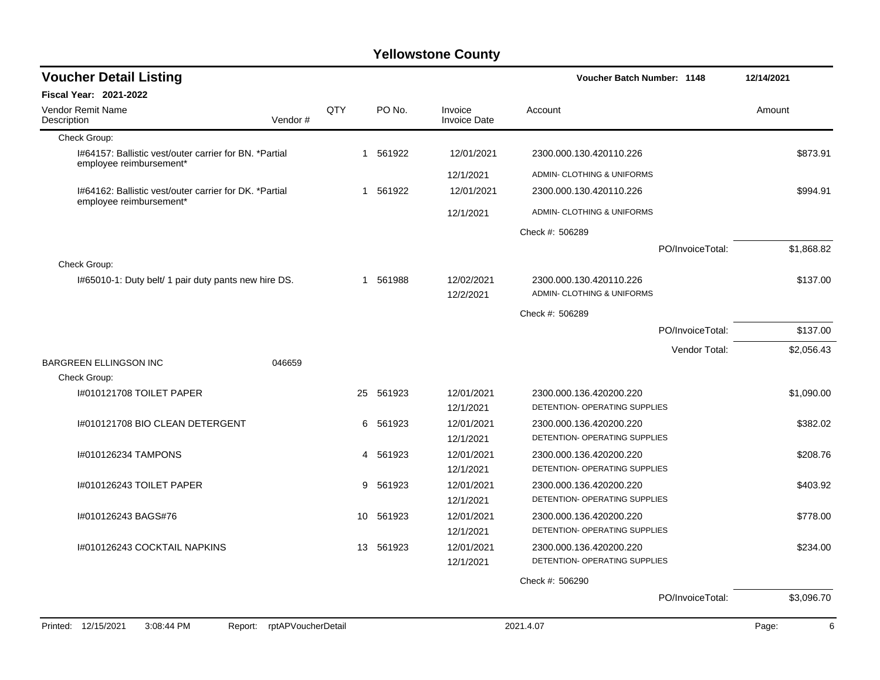# Yellowstone County

## Voucher Detail Listing

**Voucher Batch Number: 1148** — 12/14/2021

**Fiscal Year: 2021-2022**

| Vendor Remit Name / Description | Vendor # | QTY | PO No. | Invoice / Invoice Date | Account | Amount |
|---|---|---|---|---|---|---|
| Check Group: | | | | | | |
| I#64157: Ballistic vest/outer carrier for BN. *Partial employee reimbursement* | | 1 | 561922 | 12/01/2021 / 12/1/2021 | 2300.000.130.420110.226 ADMIN- CLOTHING & UNIFORMS | $873.91 |
| I#64162: Ballistic vest/outer carrier for DK. *Partial employee reimbursement* | | 1 | 561922 | 12/01/2021 / 12/1/2021 | 2300.000.130.420110.226 ADMIN- CLOTHING & UNIFORMS | $994.91 |
| | | | | | Check #: 506289 | |
| | | | | | PO/InvoiceTotal: | $1,868.82 |
| Check Group: | | | | | | |
| I#65010-1: Duty belt/ 1 pair duty pants new hire DS. | | 1 | 561988 | 12/02/2021 / 12/2/2021 | 2300.000.130.420110.226 ADMIN- CLOTHING & UNIFORMS | $137.00 |
| | | | | | Check #: 506289 | |
| | | | | | PO/InvoiceTotal: | $137.00 |
| | | | | | Vendor Total: | $2,056.43 |
| BARGREEN ELLINGSON INC | 046659 | | | | | |
| Check Group: | | | | | | |
| I#010121708 TOILET PAPER | | 25 | 561923 | 12/01/2021 / 12/1/2021 | 2300.000.136.420200.220 DETENTION- OPERATING SUPPLIES | $1,090.00 |
| I#010121708 BIO CLEAN DETERGENT | | 6 | 561923 | 12/01/2021 / 12/1/2021 | 2300.000.136.420200.220 DETENTION- OPERATING SUPPLIES | $382.02 |
| I#010126234 TAMPONS | | 4 | 561923 | 12/01/2021 / 12/1/2021 | 2300.000.136.420200.220 DETENTION- OPERATING SUPPLIES | $208.76 |
| I#010126243 TOILET PAPER | | 9 | 561923 | 12/01/2021 / 12/1/2021 | 2300.000.136.420200.220 DETENTION- OPERATING SUPPLIES | $403.92 |
| I#010126243 BAGS#76 | | 10 | 561923 | 12/01/2021 / 12/1/2021 | 2300.000.136.420200.220 DETENTION- OPERATING SUPPLIES | $778.00 |
| I#010126243 COCKTAIL NAPKINS | | 13 | 561923 | 12/01/2021 / 12/1/2021 | 2300.000.136.420200.220 DETENTION- OPERATING SUPPLIES | $234.00 |
| | | | | | Check #: 506290 | |
| | | | | | PO/InvoiceTotal: | $3,096.70 |

Printed: 12/15/2021 3:08:44 PM Report: rptAPVoucherDetail 2021.4.07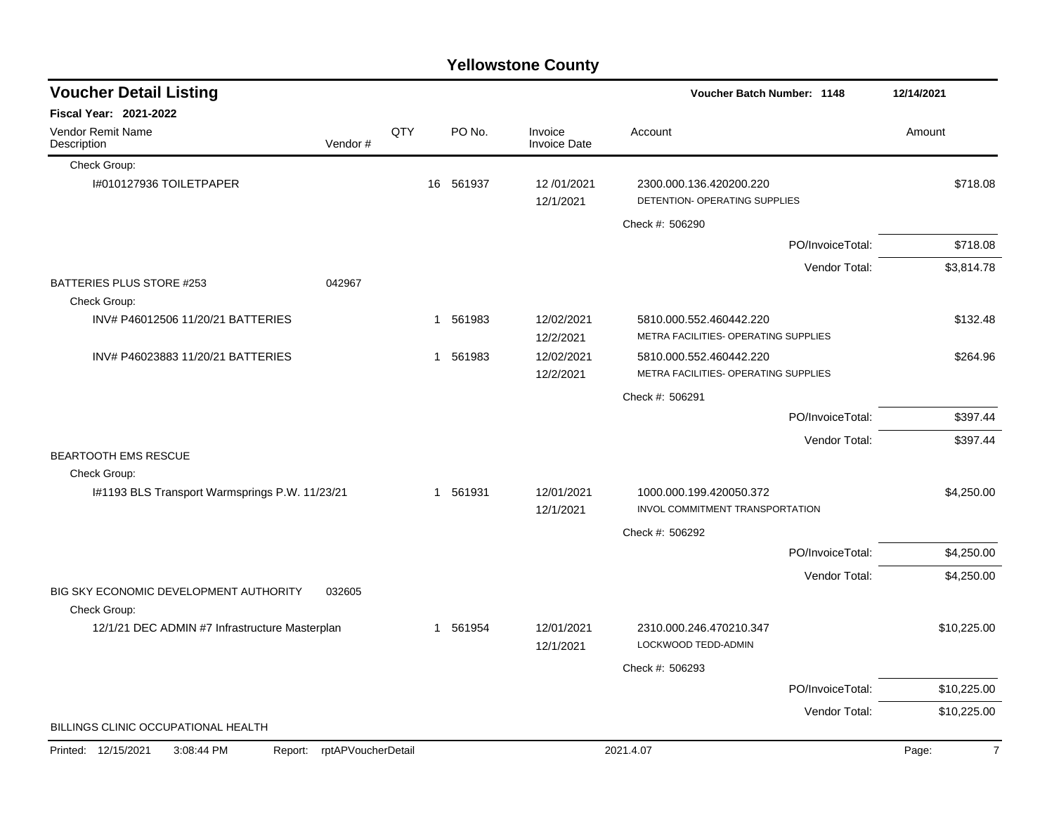# Yellowstone County

## Voucher Detail Listing

**Voucher Batch Number: 1148** 12/14/2021

**Fiscal Year: 2021-2022**

| Vendor Remit Name / Description | Vendor # | QTY | PO No. | Invoice / Invoice Date | Account | Amount |
|---|---|---|---|---|---|---|
| Check Group: | | | | | | |
| I#010127936 TOILETPAPER | | 16 | 561937 | 12 /01/2021 12/1/2021 | 2300.000.136.420200.220 DETENTION- OPERATING SUPPLIES | $718.08 |
| | | | | | Check #: 506290 | |
| | | | | | PO/InvoiceTotal: | $718.08 |
| | | | | | Vendor Total: | $3,814.78 |
| BATTERIES PLUS STORE #253 | 042967 | | | | | |
| Check Group: | | | | | | |
| INV# P46012506 11/20/21 BATTERIES | | 1 | 561983 | 12/02/2021 12/2/2021 | 5810.000.552.460442.220 METRA FACILITIES- OPERATING SUPPLIES | $132.48 |
| INV# P46023883 11/20/21 BATTERIES | | 1 | 561983 | 12/02/2021 12/2/2021 | 5810.000.552.460442.220 METRA FACILITIES- OPERATING SUPPLIES | $264.96 |
| | | | | | Check #: 506291 | |
| | | | | | PO/InvoiceTotal: | $397.44 |
| | | | | | Vendor Total: | $397.44 |
| BEARTOOTH EMS RESCUE | | | | | | |
| Check Group: | | | | | | |
| I#1193 BLS Transport Warmsprings P.W. 11/23/21 | | 1 | 561931 | 12/01/2021 12/1/2021 | 1000.000.199.420050.372 INVOL COMMITMENT TRANSPORTATION | $4,250.00 |
| | | | | | Check #: 506292 | |
| | | | | | PO/InvoiceTotal: | $4,250.00 |
| | | | | | Vendor Total: | $4,250.00 |
| BIG SKY ECONOMIC DEVELOPMENT AUTHORITY | 032605 | | | | | |
| Check Group: | | | | | | |
| 12/1/21 DEC ADMIN #7 Infrastructure Masterplan | | 1 | 561954 | 12/01/2021 12/1/2021 | 2310.000.246.470210.347 LOCKWOOD TEDD-ADMIN | $10,225.00 |
| | | | | | Check #: 506293 | |
| | | | | | PO/InvoiceTotal: | $10,225.00 |
| | | | | | Vendor Total: | $10,225.00 |
| BILLINGS CLINIC OCCUPATIONAL HEALTH | | | | | | |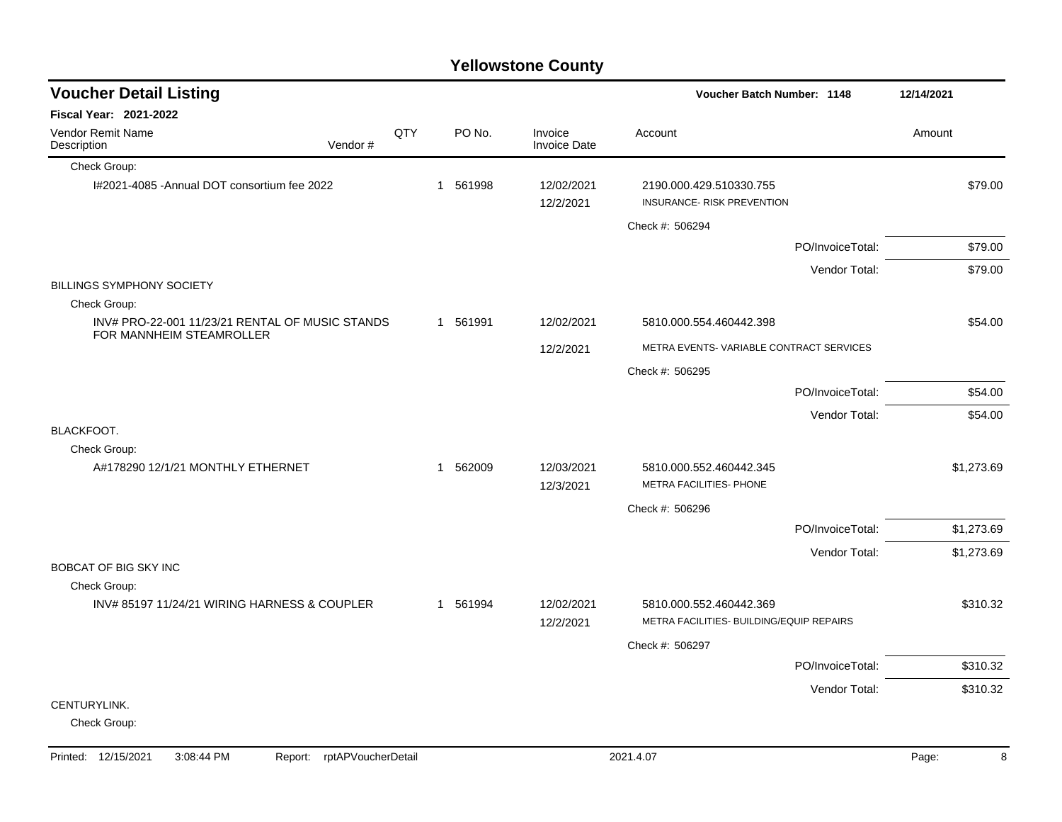# Yellowstone County

## Voucher Detail Listing

**Voucher Batch Number: 1148** — 12/14/2021

**Fiscal Year: 2021-2022**

| Vendor Remit Name / Description | Vendor # | QTY | PO No. | Invoice / Invoice Date | Account | Amount |
|---|---|---|---|---|---|---|
| Check Group: | | | | | | |
| I#2021-4085 -Annual DOT consortium fee 2022 | | 1 | 561998 | 12/02/2021<br>12/2/2021 | 2190.000.429.510330.755<br>INSURANCE- RISK PREVENTION | $79.00 |
| | | | | | Check #: 506294 | |
| | | | | | PO/InvoiceTotal: | $79.00 |
| | | | | | Vendor Total: | $79.00 |
| BILLINGS SYMPHONY SOCIETY | | | | | | |
| Check Group: | | | | | | |
| INV# PRO-22-001 11/23/21 RENTAL OF MUSIC STANDS FOR MANNHEIM STEAMROLLER | | 1 | 561991 | 12/02/2021<br>12/2/2021 | 5810.000.554.460442.398<br>METRA EVENTS- VARIABLE CONTRACT SERVICES | $54.00 |
| | | | | | Check #: 506295 | |
| | | | | | PO/InvoiceTotal: | $54.00 |
| | | | | | Vendor Total: | $54.00 |
| BLACKFOOT. | | | | | | |
| Check Group: | | | | | | |
| A#178290 12/1/21 MONTHLY ETHERNET | | 1 | 562009 | 12/03/2021<br>12/3/2021 | 5810.000.552.460442.345<br>METRA FACILITIES- PHONE | $1,273.69 |
| | | | | | Check #: 506296 | |
| | | | | | PO/InvoiceTotal: | $1,273.69 |
| | | | | | Vendor Total: | $1,273.69 |
| BOBCAT OF BIG SKY INC | | | | | | |
| Check Group: | | | | | | |
| INV# 85197 11/24/21 WIRING HARNESS & COUPLER | | 1 | 561994 | 12/02/2021<br>12/2/2021 | 5810.000.552.460442.369<br>METRA FACILITIES- BUILDING/EQUIP REPAIRS | $310.32 |
| | | | | | Check #: 506297 | |
| | | | | | PO/InvoiceTotal: | $310.32 |
| | | | | | Vendor Total: | $310.32 |
| CENTURYLINK. | | | | | | |
| Check Group: | | | | | | |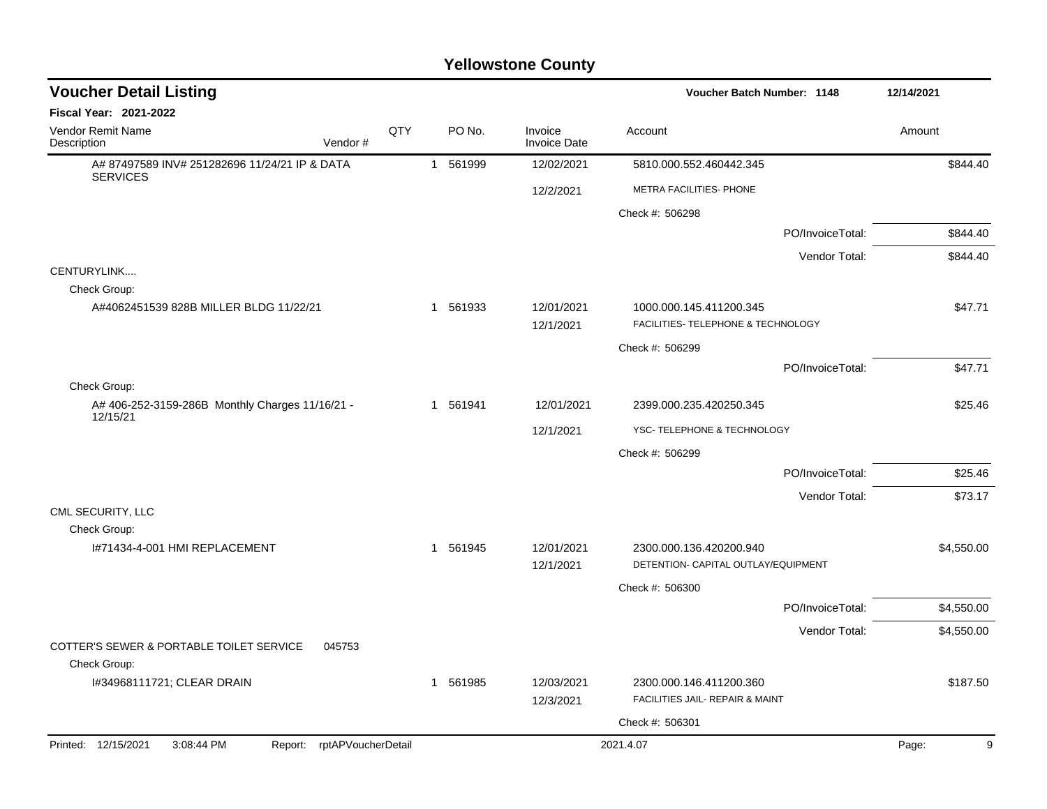# Yellowstone County

## Voucher Detail Listing

Voucher Batch Number: 1148 — 12/14/2021

**Fiscal Year: 2021-2022**

| Vendor Remit Name / Description | Vendor # | QTY | PO No. | Invoice / Invoice Date | Account | Amount |
|---|---|---|---|---|---|---|
| A# 87497589 INV# 251282696 11/24/21 IP & DATA SERVICES | | 1 | 561999 | 12/02/2021 | 5810.000.552.460442.345 | $844.40 |
| | | | | 12/2/2021 | METRA FACILITIES- PHONE | |
| | | | | | Check #: 506298 | |
| | | | | | PO/InvoiceTotal: | $844.40 |
| | | | | | Vendor Total: | $844.40 |
| CENTURYLINK.... | | | | | | |
| Check Group: | | | | | | |
| A#4062451539 828B MILLER BLDG 11/22/21 | | 1 | 561933 | 12/01/2021 | 1000.000.145.411200.345 | $47.71 |
| | | | | 12/1/2021 | FACILITIES- TELEPHONE & TECHNOLOGY | |
| | | | | | Check #: 506299 | |
| | | | | | PO/InvoiceTotal: | $47.71 |
| Check Group: | | | | | | |
| A# 406-252-3159-286B Monthly Charges 11/16/21 - 12/15/21 | | 1 | 561941 | 12/01/2021 | 2399.000.235.420250.345 | $25.46 |
| | | | | 12/1/2021 | YSC- TELEPHONE & TECHNOLOGY | |
| | | | | | Check #: 506299 | |
| | | | | | PO/InvoiceTotal: | $25.46 |
| | | | | | Vendor Total: | $73.17 |
| CML SECURITY, LLC | | | | | | |
| Check Group: | | | | | | |
| I#71434-4-001 HMI REPLACEMENT | | 1 | 561945 | 12/01/2021 | 2300.000.136.420200.940 | $4,550.00 |
| | | | | 12/1/2021 | DETENTION- CAPITAL OUTLAY/EQUIPMENT | |
| | | | | | Check #: 506300 | |
| | | | | | PO/InvoiceTotal: | $4,550.00 |
| | | | | | Vendor Total: | $4,550.00 |
| COTTER'S SEWER & PORTABLE TOILET SERVICE | 045753 | | | | | |
| Check Group: | | | | | | |
| I#34968111721; CLEAR DRAIN | | 1 | 561985 | 12/03/2021 | 2300.000.146.411200.360 | $187.50 |
| | | | | 12/3/2021 | FACILITIES JAIL- REPAIR & MAINT | |
| | | | | | Check #: 506301 | |

Printed: 12/15/2021 3:08:44 PM Report: rptAPVoucherDetail 2021.4.07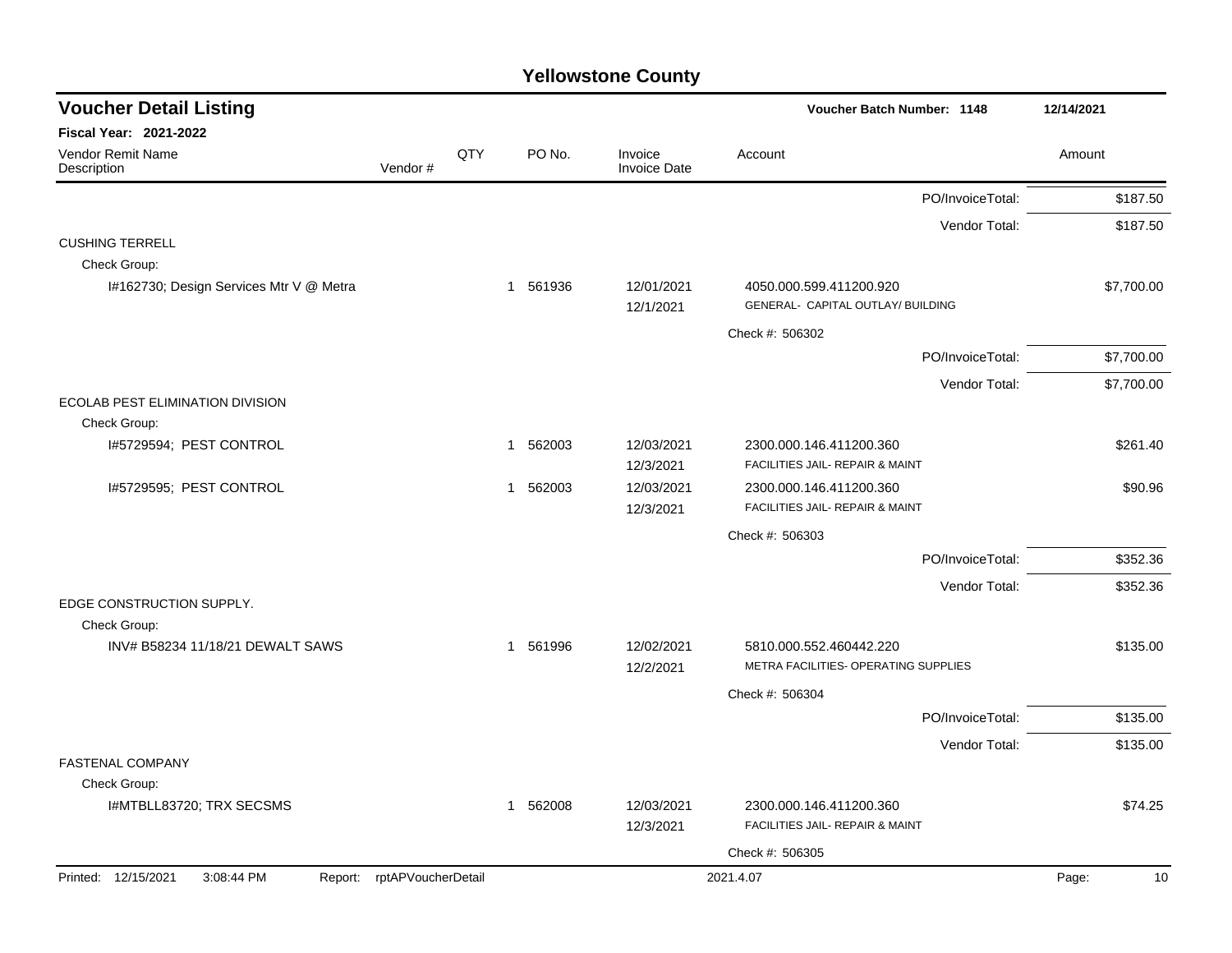# Yellowstone County

## Voucher Detail Listing

**Voucher Batch Number: 1148** | **12/14/2021**

**Fiscal Year: 2021-2022**

| Vendor Remit Name / Description | Vendor # | QTY | PO No. | Invoice / Invoice Date | Account | Amount |
|---|---|---|---|---|---|---|
| | | | | | PO/InvoiceTotal: | $187.50 |
| | | | | | Vendor Total: | $187.50 |
| CUSHING TERRELL | | | | | | |
| Check Group: | | | | | | |
| I#162730; Design Services Mtr V @ Metra | | 1 | 561936 | 12/01/2021 12/1/2021 | 4050.000.599.411200.920 GENERAL- CAPITAL OUTLAY/ BUILDING | $7,700.00 |
| | | | | | Check #: 506302 | |
| | | | | | PO/InvoiceTotal: | $7,700.00 |
| | | | | | Vendor Total: | $7,700.00 |
| ECOLAB PEST ELIMINATION DIVISION | | | | | | |
| Check Group: | | | | | | |
| I#5729594; PEST CONTROL | | 1 | 562003 | 12/03/2021 12/3/2021 | 2300.000.146.411200.360 FACILITIES JAIL- REPAIR & MAINT | $261.40 |
| I#5729595; PEST CONTROL | | 1 | 562003 | 12/03/2021 12/3/2021 | 2300.000.146.411200.360 FACILITIES JAIL- REPAIR & MAINT | $90.96 |
| | | | | | Check #: 506303 | |
| | | | | | PO/InvoiceTotal: | $352.36 |
| | | | | | Vendor Total: | $352.36 |
| EDGE CONSTRUCTION SUPPLY. | | | | | | |
| Check Group: | | | | | | |
| INV# B58234 11/18/21 DEWALT SAWS | | 1 | 561996 | 12/02/2021 12/2/2021 | 5810.000.552.460442.220 METRA FACILITIES- OPERATING SUPPLIES | $135.00 |
| | | | | | Check #: 506304 | |
| | | | | | PO/InvoiceTotal: | $135.00 |
| | | | | | Vendor Total: | $135.00 |
| FASTENAL COMPANY | | | | | | |
| Check Group: | | | | | | |
| I#MTBLL83720; TRX SECSMS | | 1 | 562008 | 12/03/2021 12/3/2021 | 2300.000.146.411200.360 FACILITIES JAIL- REPAIR & MAINT | $74.25 |
| | | | | | Check #: 506305 | |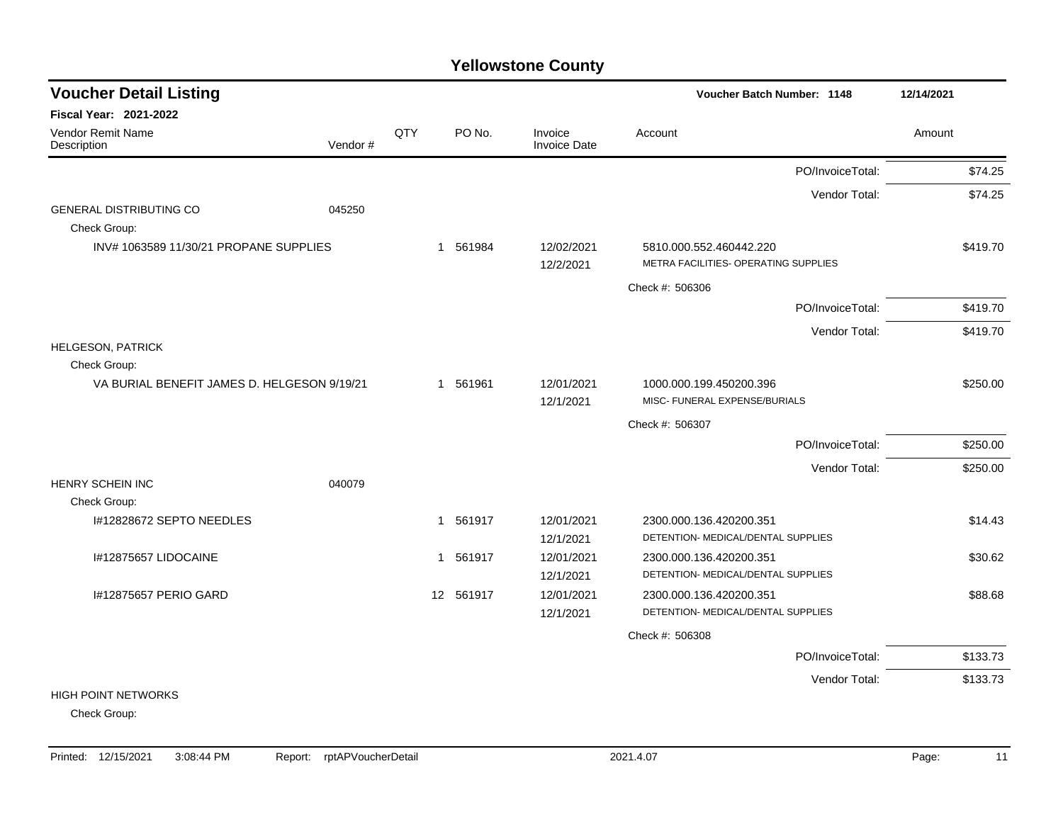# Yellowstone County

## Voucher Detail Listing

**Voucher Batch Number: 1148** 12/14/2021

**Fiscal Year: 2021-2022**

| Vendor Remit Name / Description | Vendor # | QTY | PO No. | Invoice / Invoice Date | Account | Amount |
|---|---|---|---|---|---|---|
| | | | | | PO/InvoiceTotal: | $74.25 |
| | | | | | Vendor Total: | $74.25 |
| GENERAL DISTRIBUTING CO | 045250 | | | | | |
| Check Group: | | | | | | |
| INV# 1063589 11/30/21 PROPANE SUPPLIES | | 1 | 561984 | 12/02/2021<br>12/2/2021 | 5810.000.552.460442.220<br>METRA FACILITIES- OPERATING SUPPLIES | $419.70 |
| | | | | | Check #: 506306 | |
| | | | | | PO/InvoiceTotal: | $419.70 |
| | | | | | Vendor Total: | $419.70 |
| HELGESON, PATRICK | | | | | | |
| Check Group: | | | | | | |
| VA BURIAL BENEFIT JAMES D. HELGESON 9/19/21 | | 1 | 561961 | 12/01/2021<br>12/1/2021 | 1000.000.199.450200.396<br>MISC- FUNERAL EXPENSE/BURIALS | $250.00 |
| | | | | | Check #: 506307 | |
| | | | | | PO/InvoiceTotal: | $250.00 |
| | | | | | Vendor Total: | $250.00 |
| HENRY SCHEIN INC | 040079 | | | | | |
| Check Group: | | | | | | |
| I#12828672 SEPTO NEEDLES | | 1 | 561917 | 12/01/2021<br>12/1/2021 | 2300.000.136.420200.351<br>DETENTION- MEDICAL/DENTAL SUPPLIES | $14.43 |
| I#12875657 LIDOCAINE | | 1 | 561917 | 12/01/2021<br>12/1/2021 | 2300.000.136.420200.351<br>DETENTION- MEDICAL/DENTAL SUPPLIES | $30.62 |
| I#12875657 PERIO GARD | | 12 | 561917 | 12/01/2021<br>12/1/2021 | 2300.000.136.420200.351<br>DETENTION- MEDICAL/DENTAL SUPPLIES | $88.68 |
| | | | | | Check #: 506308 | |
| | | | | | PO/InvoiceTotal: | $133.73 |
| | | | | | Vendor Total: | $133.73 |
| HIGH POINT NETWORKS | | | | | | |
| Check Group: | | | | | | |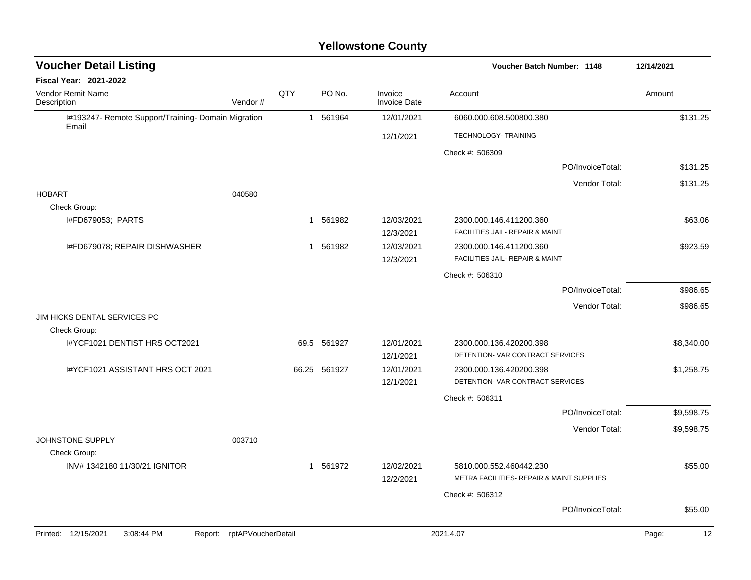# Yellowstone County

## Voucher Detail Listing

**Fiscal Year: 2021-2022**

Voucher Batch Number: 1148 — 12/14/2021

| Vendor Remit Name / Description | Vendor # | QTY | PO No. | Invoice / Invoice Date | Account | Amount |
|---|---|---|---|---|---|---|
| I#193247- Remote Support/Training- Domain Migration Email | | 1 | 561964 | 12/01/2021 | 6060.000.608.500800.380 | $131.25 |
| | | | | 12/1/2021 | TECHNOLOGY- TRAINING | |
| | | | | | Check #: 506309 | |
| | | | | | PO/InvoiceTotal: | $131.25 |
| | | | | | Vendor Total: | $131.25 |
| HOBART | 040580 | | | | | |
| Check Group: | | | | | | |
| I#FD679053; PARTS | | 1 | 561982 | 12/03/2021 | 2300.000.146.411200.360 | $63.06 |
| | | | | 12/3/2021 | FACILITIES JAIL- REPAIR & MAINT | |
| I#FD679078; REPAIR DISHWASHER | | 1 | 561982 | 12/03/2021 | 2300.000.146.411200.360 | $923.59 |
| | | | | 12/3/2021 | FACILITIES JAIL- REPAIR & MAINT | |
| | | | | | Check #: 506310 | |
| | | | | | PO/InvoiceTotal: | $986.65 |
| | | | | | Vendor Total: | $986.65 |
| JIM HICKS DENTAL SERVICES PC | | | | | | |
| Check Group: | | | | | | |
| I#YCF1021 DENTIST HRS OCT2021 | | 69.5 | 561927 | 12/01/2021 | 2300.000.136.420200.398 | $8,340.00 |
| | | | | 12/1/2021 | DETENTION- VAR CONTRACT SERVICES | |
| I#YCF1021 ASSISTANT HRS OCT 2021 | | 66.25 | 561927 | 12/01/2021 | 2300.000.136.420200.398 | $1,258.75 |
| | | | | 12/1/2021 | DETENTION- VAR CONTRACT SERVICES | |
| | | | | | Check #: 506311 | |
| | | | | | PO/InvoiceTotal: | $9,598.75 |
| | | | | | Vendor Total: | $9,598.75 |
| JOHNSTONE SUPPLY | 003710 | | | | | |
| Check Group: | | | | | | |
| INV# 1342180 11/30/21 IGNITOR | | 1 | 561972 | 12/02/2021 | 5810.000.552.460442.230 | $55.00 |
| | | | | 12/2/2021 | METRA FACILITIES- REPAIR & MAINT SUPPLIES | |
| | | | | | Check #: 506312 | |
| | | | | | PO/InvoiceTotal: | $55.00 |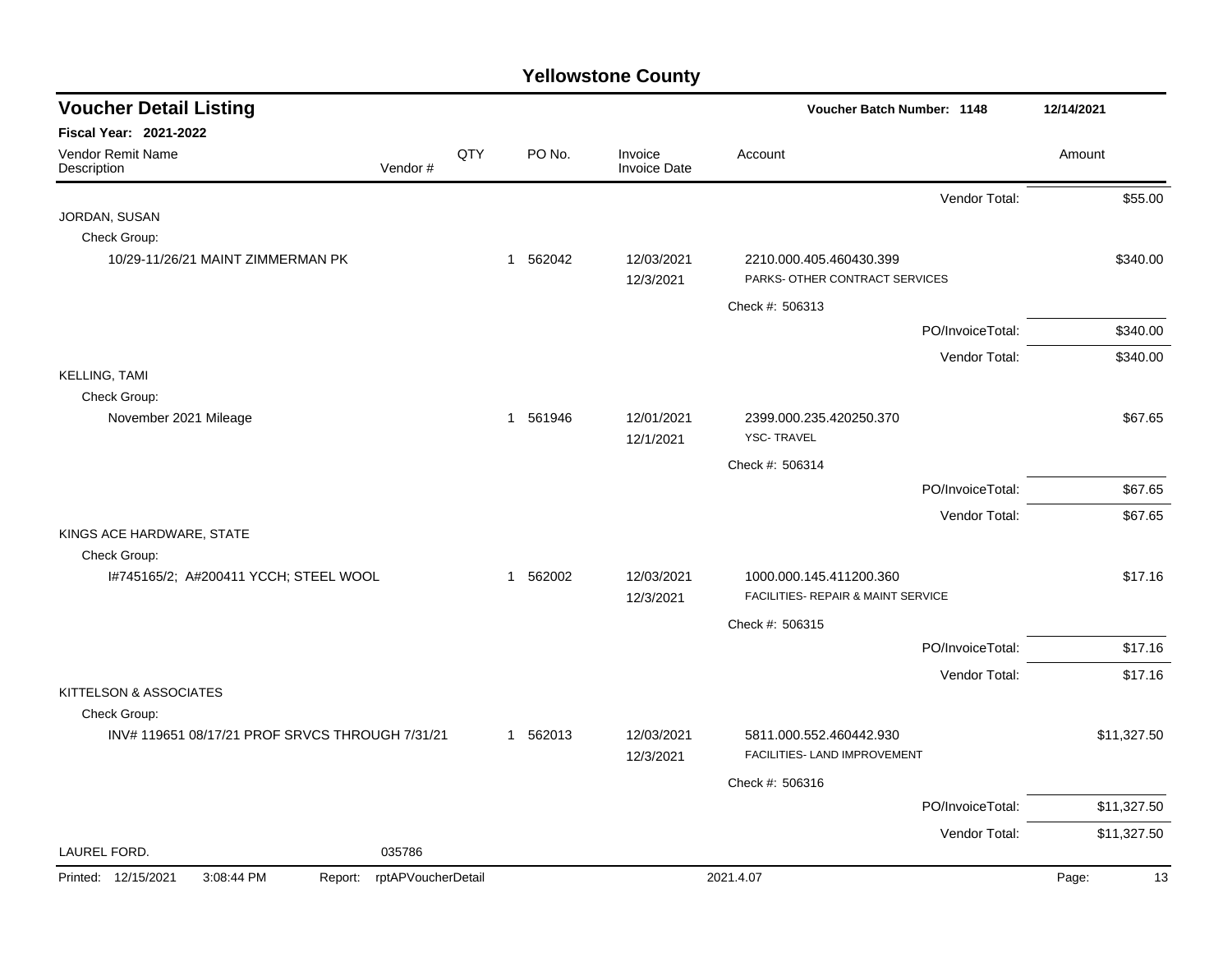# Yellowstone County

## Voucher Detail Listing

**Voucher Batch Number: 1148** — 12/14/2021

**Fiscal Year: 2021-2022**

| Vendor Remit Name / Description | Vendor # | QTY | PO No. | Invoice / Invoice Date | Account | Amount |
|---|---|---|---|---|---|---|
| | | | | | Vendor Total: | $55.00 |
| JORDAN, SUSAN | | | | | | |
| Check Group: | | | | | | |
| 10/29-11/26/21 MAINT ZIMMERMAN PK | | 1 | 562042 | 12/03/2021<br>12/3/2021 | 2210.000.405.460430.399<br>PARKS- OTHER CONTRACT SERVICES | $340.00 |
| | | | | | Check #: 506313 | |
| | | | | | PO/InvoiceTotal: | $340.00 |
| | | | | | Vendor Total: | $340.00 |
| KELLING, TAMI | | | | | | |
| Check Group: | | | | | | |
| November 2021 Mileage | | 1 | 561946 | 12/01/2021<br>12/1/2021 | 2399.000.235.420250.370<br>YSC- TRAVEL | $67.65 |
| | | | | | Check #: 506314 | |
| | | | | | PO/InvoiceTotal: | $67.65 |
| | | | | | Vendor Total: | $67.65 |
| KINGS ACE HARDWARE, STATE | | | | | | |
| Check Group: | | | | | | |
| I#745165/2; A#200411 YCCH; STEEL WOOL | | 1 | 562002 | 12/03/2021<br>12/3/2021 | 1000.000.145.411200.360<br>FACILITIES- REPAIR & MAINT SERVICE | $17.16 |
| | | | | | Check #: 506315 | |
| | | | | | PO/InvoiceTotal: | $17.16 |
| | | | | | Vendor Total: | $17.16 |
| KITTELSON & ASSOCIATES | | | | | | |
| Check Group: | | | | | | |
| INV# 119651 08/17/21 PROF SRVCS THROUGH 7/31/21 | | 1 | 562013 | 12/03/2021<br>12/3/2021 | 5811.000.552.460442.930<br>FACILITIES- LAND IMPROVEMENT | $11,327.50 |
| | | | | | Check #: 506316 | |
| | | | | | PO/InvoiceTotal: | $11,327.50 |
| | | | | | Vendor Total: | $11,327.50 |
| LAUREL FORD. | 035786 | | | | | |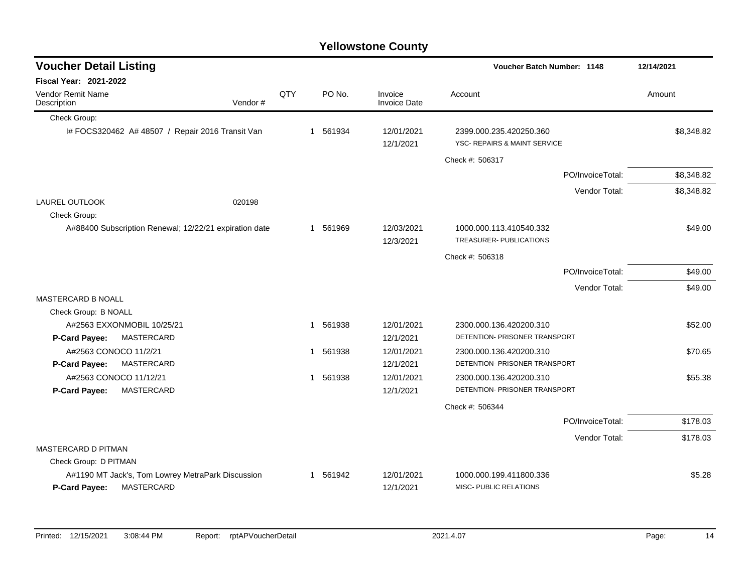# Yellowstone County

## Voucher Detail Listing

**Voucher Batch Number: 1148** — 12/14/2021

**Fiscal Year: 2021-2022**

| Vendor Remit Name / Description | Vendor # | QTY | PO No. | Invoice / Invoice Date | Account | Amount |
|---|---|---|---|---|---|---|
| Check Group: | | | | | | |
| I# FOCS320462 A# 48507 / Repair 2016 Transit Van | | 1 | 561934 | 12/01/2021<br>12/1/2021 | 2399.000.235.420250.360<br>YSC- REPAIRS & MAINT SERVICE | $8,348.82 |
| | | | | | Check #: 506317 | |
| | | | | | PO/InvoiceTotal: | $8,348.82 |
| | | | | | Vendor Total: | $8,348.82 |
| LAUREL OUTLOOK | 020198 | | | | | |
| Check Group: | | | | | | |
| A#88400 Subscription Renewal; 12/22/21 expiration date | | 1 | 561969 | 12/03/2021<br>12/3/2021 | 1000.000.113.410540.332<br>TREASURER- PUBLICATIONS | $49.00 |
| | | | | | Check #: 506318 | |
| | | | | | PO/InvoiceTotal: | $49.00 |
| | | | | | Vendor Total: | $49.00 |
| MASTERCARD B NOALL | | | | | | |
| Check Group: B NOALL | | | | | | |
| A#2563 EXXONMOBIL 10/25/21<br>**P-Card Payee:** MASTERCARD | | 1 | 561938 | 12/01/2021<br>12/1/2021 | 2300.000.136.420200.310<br>DETENTION- PRISONER TRANSPORT | $52.00 |
| A#2563 CONOCO 11/2/21<br>**P-Card Payee:** MASTERCARD | | 1 | 561938 | 12/01/2021<br>12/1/2021 | 2300.000.136.420200.310<br>DETENTION- PRISONER TRANSPORT | $70.65 |
| A#2563 CONOCO 11/12/21<br>**P-Card Payee:** MASTERCARD | | 1 | 561938 | 12/01/2021<br>12/1/2021 | 2300.000.136.420200.310<br>DETENTION- PRISONER TRANSPORT | $55.38 |
| | | | | | Check #: 506344 | |
| | | | | | PO/InvoiceTotal: | $178.03 |
| | | | | | Vendor Total: | $178.03 |
| MASTERCARD D PITMAN | | | | | | |
| Check Group: D PITMAN | | | | | | |
| A#1190 MT Jack's, Tom Lowrey MetraPark Discussion<br>**P-Card Payee:** MASTERCARD | | 1 | 561942 | 12/01/2021<br>12/1/2021 | 1000.000.199.411800.336<br>MISC- PUBLIC RELATIONS | $5.28 |

Printed: 12/15/2021 3:08:44 PM Report: rptAPVoucherDetail 2021.4.07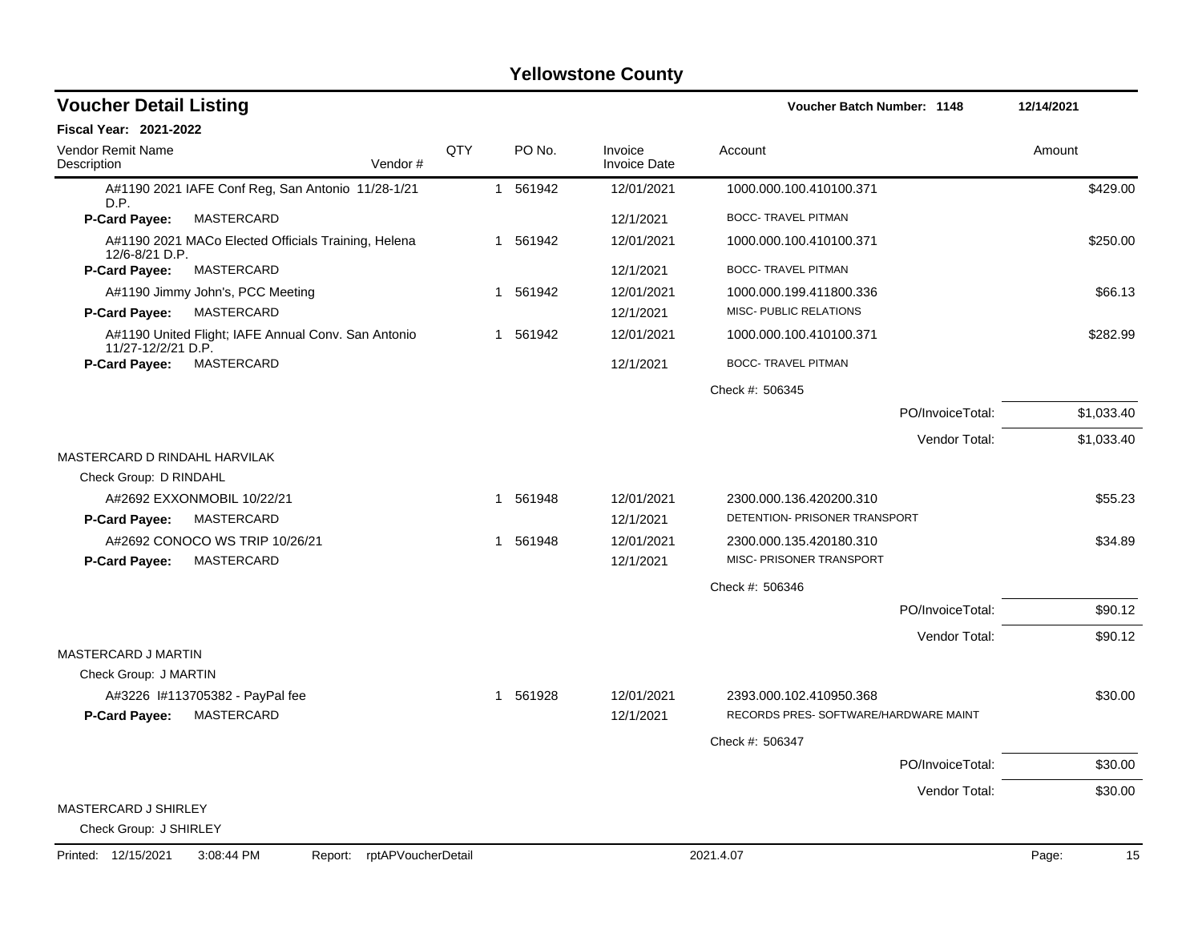# Yellowstone County

## Voucher Detail Listing

**Voucher Batch Number: 1148** — 12/14/2021

**Fiscal Year: 2021-2022**

| Vendor Remit Name / Description | Vendor # | QTY | PO No. | Invoice / Invoice Date | Account | Amount |
|---|---|---|---|---|---|---|
| A#1190 2021 IAFE Conf Reg, San Antonio 11/28-1/21 D.P. | | 1 | 561942 | 12/01/2021 | 1000.000.100.410100.371 | $429.00 |
| **P-Card Payee:** MASTERCARD | | | | 12/1/2021 | BOCC- TRAVEL PITMAN | |
| A#1190 2021 MACo Elected Officials Training, Helena 12/6-8/21 D.P. | | 1 | 561942 | 12/01/2021 | 1000.000.100.410100.371 | $250.00 |
| **P-Card Payee:** MASTERCARD | | | | 12/1/2021 | BOCC- TRAVEL PITMAN | |
| A#1190 Jimmy John's, PCC Meeting | | 1 | 561942 | 12/01/2021 | 1000.000.199.411800.336 | $66.13 |
| **P-Card Payee:** MASTERCARD | | | | 12/1/2021 | MISC- PUBLIC RELATIONS | |
| A#1190 United Flight; IAFE Annual Conv. San Antonio 11/27-12/2/21 D.P. | | 1 | 561942 | 12/01/2021 | 1000.000.100.410100.371 | $282.99 |
| **P-Card Payee:** MASTERCARD | | | | 12/1/2021 | BOCC- TRAVEL PITMAN | |
| | | | | | Check #: 506345 | |
| | | | | | PO/InvoiceTotal: | $1,033.40 |
| | | | | | Vendor Total: | $1,033.40 |
| MASTERCARD D RINDAHL HARVILAK | | | | | | |
| Check Group: D RINDAHL | | | | | | |
| A#2692 EXXONMOBIL 10/22/21 | | 1 | 561948 | 12/01/2021 | 2300.000.136.420200.310 | $55.23 |
| **P-Card Payee:** MASTERCARD | | | | 12/1/2021 | DETENTION- PRISONER TRANSPORT | |
| A#2692 CONOCO WS TRIP 10/26/21 | | 1 | 561948 | 12/01/2021 | 2300.000.135.420180.310 | $34.89 |
| **P-Card Payee:** MASTERCARD | | | | 12/1/2021 | MISC- PRISONER TRANSPORT | |
| | | | | | Check #: 506346 | |
| | | | | | PO/InvoiceTotal: | $90.12 |
| | | | | | Vendor Total: | $90.12 |
| MASTERCARD J MARTIN | | | | | | |
| Check Group: J MARTIN | | | | | | |
| A#3226 I#113705382 - PayPal fee | | 1 | 561928 | 12/01/2021 | 2393.000.102.410950.368 | $30.00 |
| **P-Card Payee:** MASTERCARD | | | | 12/1/2021 | RECORDS PRES- SOFTWARE/HARDWARE MAINT | |
| | | | | | Check #: 506347 | |
| | | | | | PO/InvoiceTotal: | $30.00 |
| | | | | | Vendor Total: | $30.00 |
| MASTERCARD J SHIRLEY | | | | | | |
| Check Group: J SHIRLEY | | | | | | |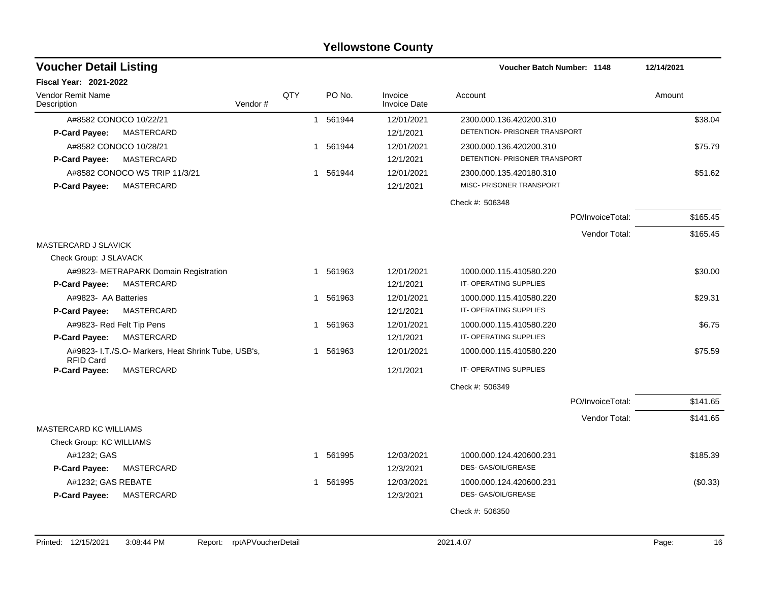# Yellowstone County

## Voucher Detail Listing

**Voucher Batch Number: 1148** — 12/14/2021

**Fiscal Year: 2021-2022**

| Vendor Remit Name / Description | Vendor # | QTY | PO No. | Invoice / Invoice Date | Account | Amount |
|---|---|---|---|---|---|---|
| A#8582 CONOCO 10/22/21 | | 1 | 561944 | 12/01/2021 | 2300.000.136.420200.310 | $38.04 |
| **P-Card Payee:** MASTERCARD | | | | 12/1/2021 | DETENTION- PRISONER TRANSPORT | |
| A#8582 CONOCO 10/28/21 | | 1 | 561944 | 12/01/2021 | 2300.000.136.420200.310 | $75.79 |
| **P-Card Payee:** MASTERCARD | | | | 12/1/2021 | DETENTION- PRISONER TRANSPORT | |
| A#8582 CONOCO WS TRIP 11/3/21 | | 1 | 561944 | 12/01/2021 | 2300.000.135.420180.310 | $51.62 |
| **P-Card Payee:** MASTERCARD | | | | 12/1/2021 | MISC- PRISONER TRANSPORT | |
| | | | | | Check #: 506348 | |
| | | | | | PO/InvoiceTotal: | $165.45 |
| | | | | | Vendor Total: | $165.45 |
| MASTERCARD J SLAVICK | | | | | | |
| Check Group: J SLAVACK | | | | | | |
| A#9823- METRAPARK Domain Registration | | 1 | 561963 | 12/01/2021 | 1000.000.115.410580.220 | $30.00 |
| **P-Card Payee:** MASTERCARD | | | | 12/1/2021 | IT- OPERATING SUPPLIES | |
| A#9823- AA Batteries | | 1 | 561963 | 12/01/2021 | 1000.000.115.410580.220 | $29.31 |
| **P-Card Payee:** MASTERCARD | | | | 12/1/2021 | IT- OPERATING SUPPLIES | |
| A#9823- Red Felt Tip Pens | | 1 | 561963 | 12/01/2021 | 1000.000.115.410580.220 | $6.75 |
| **P-Card Payee:** MASTERCARD | | | | 12/1/2021 | IT- OPERATING SUPPLIES | |
| A#9823- I.T./S.O- Markers, Heat Shrink Tube, USB's, RFID Card | | 1 | 561963 | 12/01/2021 | 1000.000.115.410580.220 | $75.59 |
| **P-Card Payee:** MASTERCARD | | | | 12/1/2021 | IT- OPERATING SUPPLIES | |
| | | | | | Check #: 506349 | |
| | | | | | PO/InvoiceTotal: | $141.65 |
| | | | | | Vendor Total: | $141.65 |
| MASTERCARD KC WILLIAMS | | | | | | |
| Check Group: KC WILLIAMS | | | | | | |
| A#1232; GAS | | 1 | 561995 | 12/03/2021 | 1000.000.124.420600.231 | $185.39 |
| **P-Card Payee:** MASTERCARD | | | | 12/3/2021 | DES- GAS/OIL/GREASE | |
| A#1232; GAS REBATE | | 1 | 561995 | 12/03/2021 | 1000.000.124.420600.231 | ($0.33) |
| **P-Card Payee:** MASTERCARD | | | | 12/3/2021 | DES- GAS/OIL/GREASE | |
| | | | | | Check #: 506350 | |

Printed: 12/15/2021 3:08:44 PM Report: rptAPVoucherDetail 2021.4.07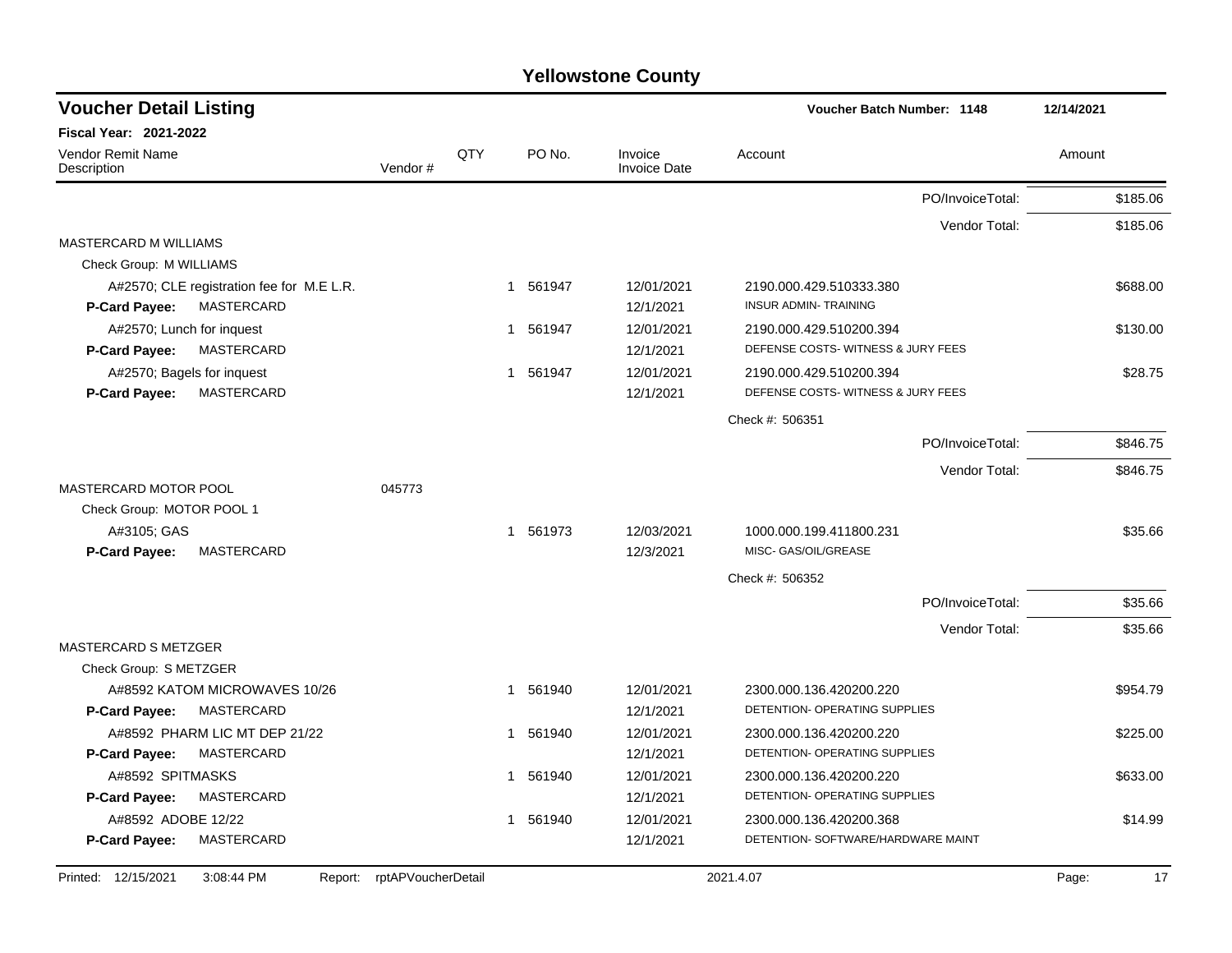# Yellowstone County

## Voucher Detail Listing

**Voucher Batch Number: 1148** | **12/14/2021**

**Fiscal Year: 2021-2022**

| Vendor Remit Name / Description | Vendor # | QTY | PO No. | Invoice / Invoice Date | Account | Amount |
|---|---|---|---|---|---|---|
| | | | | | PO/InvoiceTotal: | $185.06 |
| | | | | | Vendor Total: | $185.06 |
| MASTERCARD M WILLIAMS | | | | | | |
| Check Group: M WILLIAMS | | | | | | |
| A#2570; CLE registration fee for M.E L.R. | | 1 | 561947 | 12/01/2021 | 2190.000.429.510333.380 | $688.00 |
| **P-Card Payee:** MASTERCARD | | | | 12/1/2021 | INSUR ADMIN- TRAINING | |
| A#2570; Lunch for inquest | | 1 | 561947 | 12/01/2021 | 2190.000.429.510200.394 | $130.00 |
| **P-Card Payee:** MASTERCARD | | | | 12/1/2021 | DEFENSE COSTS- WITNESS & JURY FEES | |
| A#2570; Bagels for inquest | | 1 | 561947 | 12/01/2021 | 2190.000.429.510200.394 | $28.75 |
| **P-Card Payee:** MASTERCARD | | | | 12/1/2021 | DEFENSE COSTS- WITNESS & JURY FEES | |
| | | | | | Check #: 506351 | |
| | | | | | PO/InvoiceTotal: | $846.75 |
| | | | | | Vendor Total: | $846.75 |
| MASTERCARD MOTOR POOL | 045773 | | | | | |
| Check Group: MOTOR POOL 1 | | | | | | |
| A#3105; GAS | | 1 | 561973 | 12/03/2021 | 1000.000.199.411800.231 | $35.66 |
| **P-Card Payee:** MASTERCARD | | | | 12/3/2021 | MISC- GAS/OIL/GREASE | |
| | | | | | Check #: 506352 | |
| | | | | | PO/InvoiceTotal: | $35.66 |
| | | | | | Vendor Total: | $35.66 |
| MASTERCARD S METZGER | | | | | | |
| Check Group: S METZGER | | | | | | |
| A#8592 KATOM MICROWAVES 10/26 | | 1 | 561940 | 12/01/2021 | 2300.000.136.420200.220 | $954.79 |
| **P-Card Payee:** MASTERCARD | | | | 12/1/2021 | DETENTION- OPERATING SUPPLIES | |
| A#8592 PHARM LIC MT DEP 21/22 | | 1 | 561940 | 12/01/2021 | 2300.000.136.420200.220 | $225.00 |
| **P-Card Payee:** MASTERCARD | | | | 12/1/2021 | DETENTION- OPERATING SUPPLIES | |
| A#8592 SPITMASKS | | 1 | 561940 | 12/01/2021 | 2300.000.136.420200.220 | $633.00 |
| **P-Card Payee:** MASTERCARD | | | | 12/1/2021 | DETENTION- OPERATING SUPPLIES | |
| A#8592 ADOBE 12/22 | | 1 | 561940 | 12/01/2021 | 2300.000.136.420200.368 | $14.99 |
| **P-Card Payee:** MASTERCARD | | | | 12/1/2021 | DETENTION- SOFTWARE/HARDWARE MAINT | |

Printed: 12/15/2021 3:08:44 PM Report: rptAPVoucherDetail 2021.4.07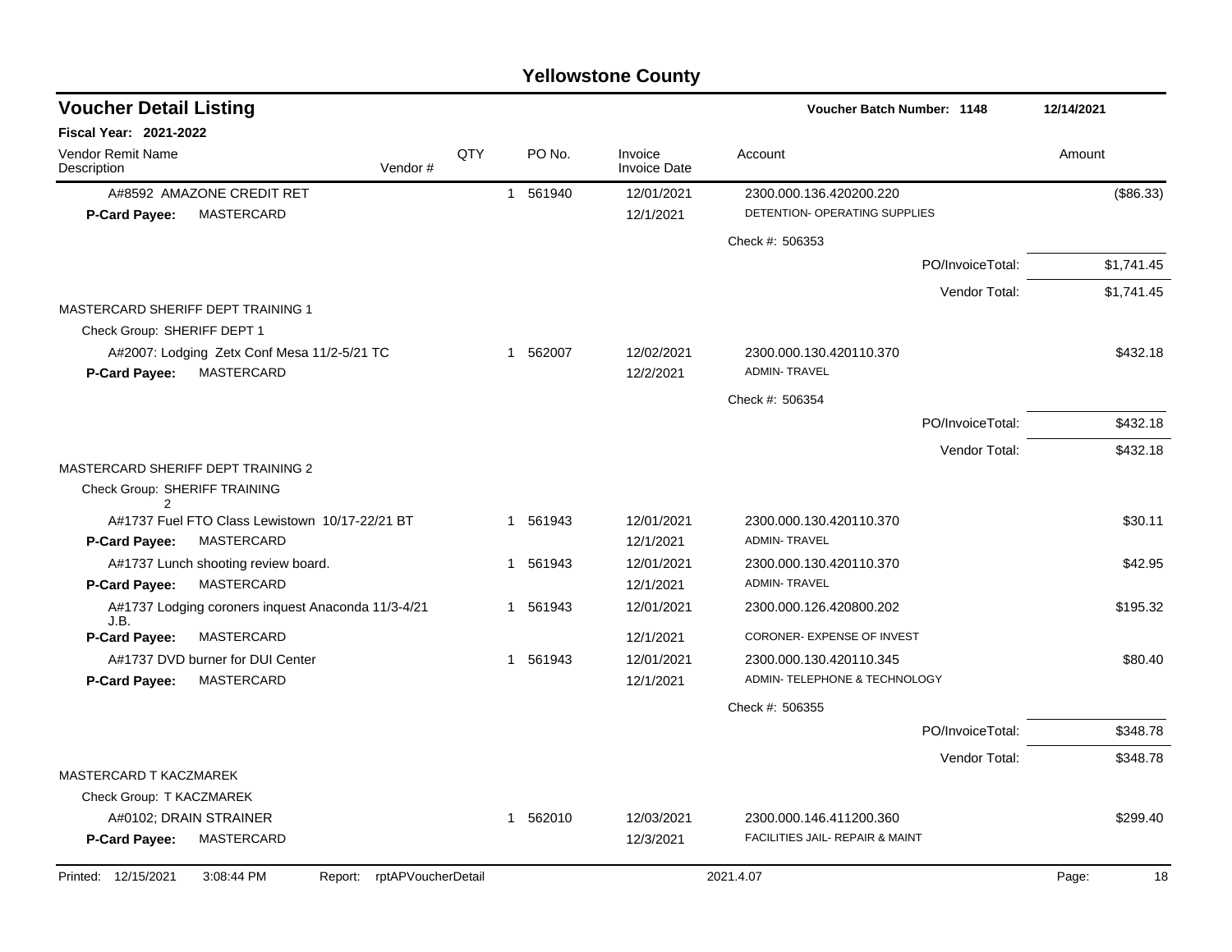# Yellowstone County

## Voucher Detail Listing

**Voucher Batch Number: 1148** — 12/14/2021

**Fiscal Year: 2021-2022**

| Vendor Remit Name / Description | Vendor # | QTY | PO No. | Invoice / Invoice Date | Account | Amount |
|---|---|---|---|---|---|---|
| A#8592 AMAZONE CREDIT RET | | 1 | 561940 | 12/01/2021 | 2300.000.136.420200.220 | ($86.33) |
| **P-Card Payee:** MASTERCARD | | | | 12/1/2021 | DETENTION- OPERATING SUPPLIES | |
| | | | | | Check #: 506353 | |
| | | | | | PO/InvoiceTotal: | $1,741.45 |
| | | | | | Vendor Total: | $1,741.45 |
| MASTERCARD SHERIFF DEPT TRAINING 1 | | | | | | |
| Check Group: SHERIFF DEPT 1 | | | | | | |
| A#2007: Lodging Zetx Conf Mesa 11/2-5/21 TC | | 1 | 562007 | 12/02/2021 | 2300.000.130.420110.370 | $432.18 |
| **P-Card Payee:** MASTERCARD | | | | 12/2/2021 | ADMIN- TRAVEL | |
| | | | | | Check #: 506354 | |
| | | | | | PO/InvoiceTotal: | $432.18 |
| | | | | | Vendor Total: | $432.18 |
| MASTERCARD SHERIFF DEPT TRAINING 2 | | | | | | |
| Check Group: SHERIFF TRAINING 2 | | | | | | |
| A#1737 Fuel FTO Class Lewistown 10/17-22/21 BT | | 1 | 561943 | 12/01/2021 | 2300.000.130.420110.370 | $30.11 |
| **P-Card Payee:** MASTERCARD | | | | 12/1/2021 | ADMIN- TRAVEL | |
| A#1737 Lunch shooting review board. | | 1 | 561943 | 12/01/2021 | 2300.000.130.420110.370 | $42.95 |
| **P-Card Payee:** MASTERCARD | | | | 12/1/2021 | ADMIN- TRAVEL | |
| A#1737 Lodging coroners inquest Anaconda 11/3-4/21 J.B. | | 1 | 561943 | 12/01/2021 | 2300.000.126.420800.202 | $195.32 |
| **P-Card Payee:** MASTERCARD | | | | 12/1/2021 | CORONER- EXPENSE OF INVEST | |
| A#1737 DVD burner for DUI Center | | 1 | 561943 | 12/01/2021 | 2300.000.130.420110.345 | $80.40 |
| **P-Card Payee:** MASTERCARD | | | | 12/1/2021 | ADMIN- TELEPHONE & TECHNOLOGY | |
| | | | | | Check #: 506355 | |
| | | | | | PO/InvoiceTotal: | $348.78 |
| | | | | | Vendor Total: | $348.78 |
| MASTERCARD T KACZMAREK | | | | | | |
| Check Group: T KACZMAREK | | | | | | |
| A#0102; DRAIN STRAINER | | 1 | 562010 | 12/03/2021 | 2300.000.146.411200.360 | $299.40 |
| **P-Card Payee:** MASTERCARD | | | | 12/3/2021 | FACILITIES JAIL- REPAIR & MAINT | |

Printed: 12/15/2021 3:08:44 PM Report: rptAPVoucherDetail 2021.4.07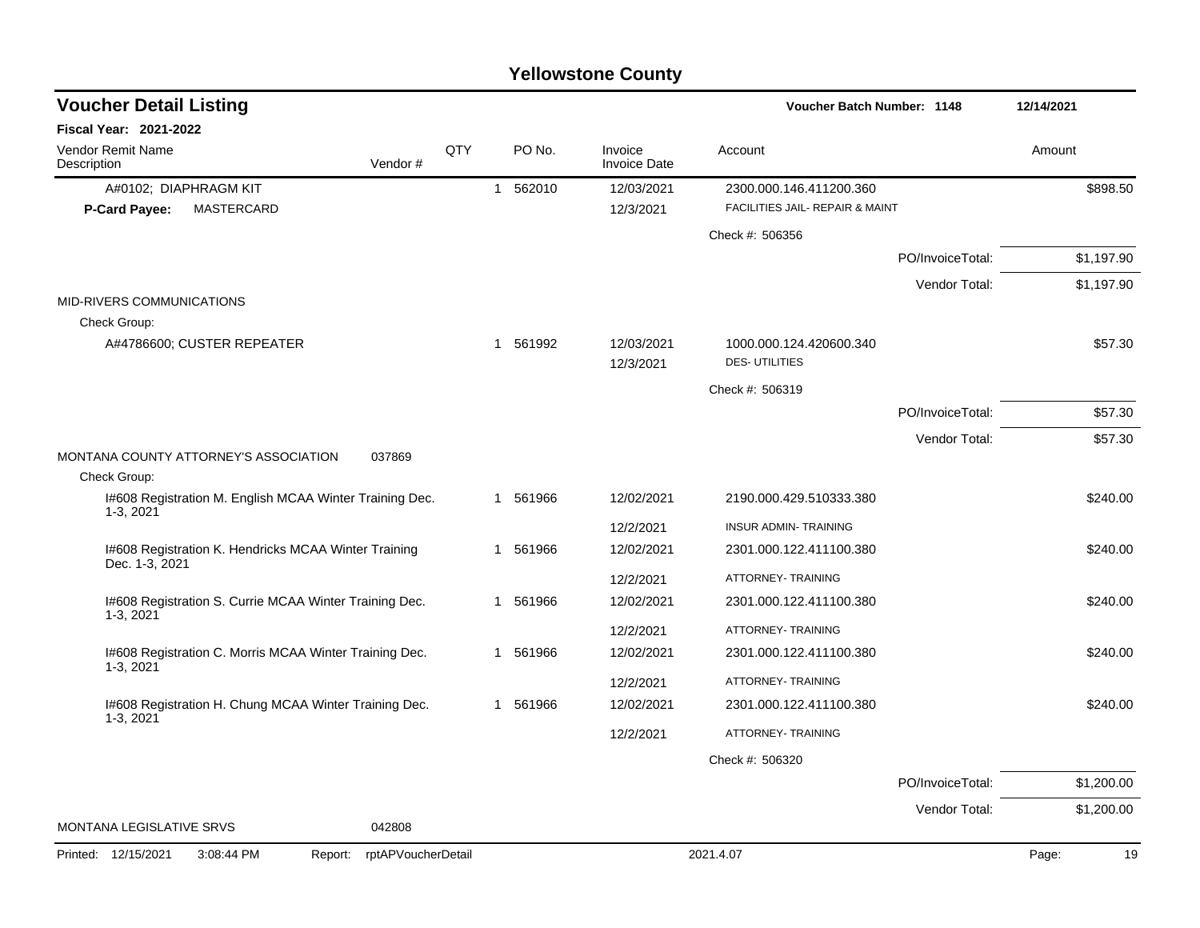# Yellowstone County

## Voucher Detail Listing

**Voucher Batch Number: 1148** 12/14/2021

**Fiscal Year: 2021-2022**

| Vendor Remit Name / Description | Vendor # | QTY | PO No. | Invoice / Invoice Date | Account | Amount |
|---|---|---|---|---|---|---|
| A#0102; DIAPHRAGM KIT | | 1 | 562010 | 12/03/2021 | 2300.000.146.411200.360 | $898.50 |
| **P-Card Payee:** MASTERCARD | | | | 12/3/2021 | FACILITIES JAIL- REPAIR & MAINT | |
| | | | | | Check #: 506356 | |
| | | | | | PO/InvoiceTotal: | $1,197.90 |
| | | | | | Vendor Total: | $1,197.90 |
| MID-RIVERS COMMUNICATIONS | | | | | | |
| Check Group: | | | | | | |
| A#4786600; CUSTER REPEATER | | 1 | 561992 | 12/03/2021 | 1000.000.124.420600.340 | $57.30 |
| | | | | 12/3/2021 | DES- UTILITIES | |
| | | | | | Check #: 506319 | |
| | | | | | PO/InvoiceTotal: | $57.30 |
| | | | | | Vendor Total: | $57.30 |
| MONTANA COUNTY ATTORNEY'S ASSOCIATION | 037869 | | | | | |
| Check Group: | | | | | | |
| I#608 Registration M. English MCAA Winter Training Dec. 1-3, 2021 | | 1 | 561966 | 12/02/2021 | 2190.000.429.510333.380 | $240.00 |
| | | | | 12/2/2021 | INSUR ADMIN- TRAINING | |
| I#608 Registration K. Hendricks MCAA Winter Training Dec. 1-3, 2021 | | 1 | 561966 | 12/02/2021 | 2301.000.122.411100.380 | $240.00 |
| | | | | 12/2/2021 | ATTORNEY- TRAINING | |
| I#608 Registration S. Currie MCAA Winter Training Dec. 1-3, 2021 | | 1 | 561966 | 12/02/2021 | 2301.000.122.411100.380 | $240.00 |
| | | | | 12/2/2021 | ATTORNEY- TRAINING | |
| I#608 Registration C. Morris MCAA Winter Training Dec. 1-3, 2021 | | 1 | 561966 | 12/02/2021 | 2301.000.122.411100.380 | $240.00 |
| | | | | 12/2/2021 | ATTORNEY- TRAINING | |
| I#608 Registration H. Chung MCAA Winter Training Dec. 1-3, 2021 | | 1 | 561966 | 12/02/2021 | 2301.000.122.411100.380 | $240.00 |
| | | | | 12/2/2021 | ATTORNEY- TRAINING | |
| | | | | | Check #: 506320 | |
| | | | | | PO/InvoiceTotal: | $1,200.00 |
| | | | | | Vendor Total: | $1,200.00 |
| MONTANA LEGISLATIVE SRVS | 042808 | | | | | |

Printed: 12/15/2021 3:08:44 PM Report: rptAPVoucherDetail 2021.4.07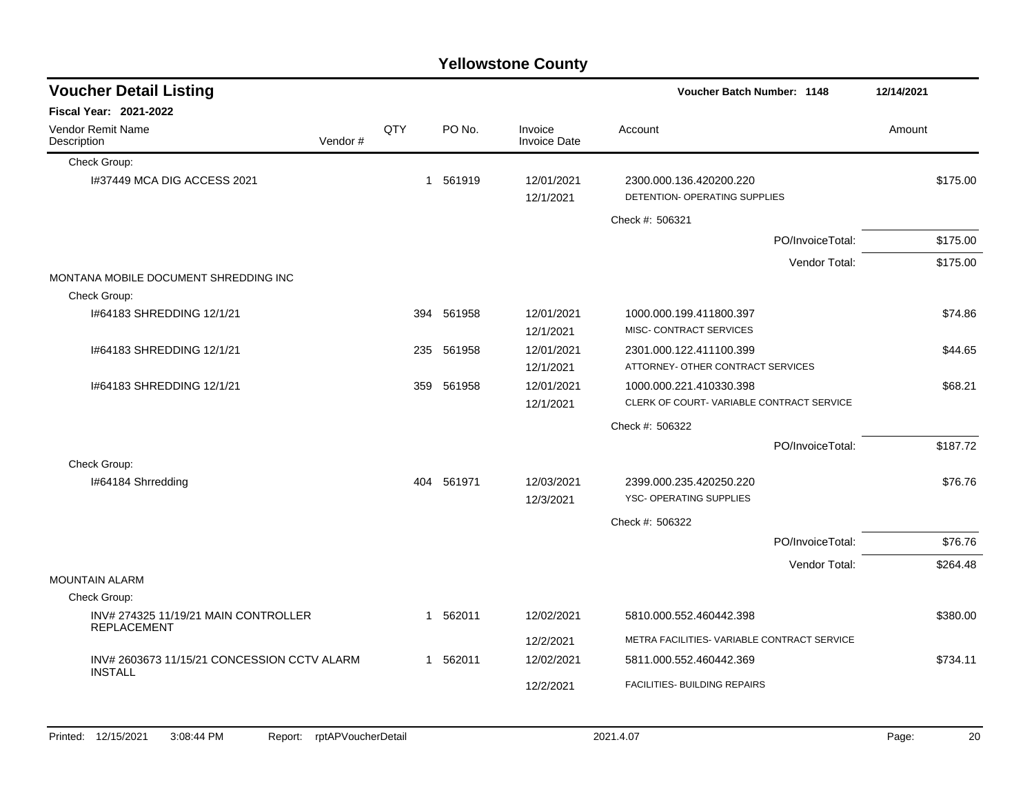# Yellowstone County

## Voucher Detail Listing

**Voucher Batch Number: 1148** — 12/14/2021

**Fiscal Year: 2021-2022**

| Vendor Remit Name / Description | Vendor # | QTY | PO No. | Invoice / Invoice Date | Account | Amount |
|---|---|---|---|---|---|---|
| Check Group: | | | | | | |
| I#37449 MCA DIG ACCESS 2021 | | 1 | 561919 | 12/01/2021<br>12/1/2021 | 2300.000.136.420200.220<br>DETENTION- OPERATING SUPPLIES | $175.00 |
| | | | | | Check #: 506321 | |
| | | | | | PO/InvoiceTotal: | $175.00 |
| | | | | | Vendor Total: | $175.00 |
| MONTANA MOBILE DOCUMENT SHREDDING INC | | | | | | |
| Check Group: | | | | | | |
| I#64183 SHREDDING 12/1/21 | | 394 | 561958 | 12/01/2021<br>12/1/2021 | 1000.000.199.411800.397<br>MISC- CONTRACT SERVICES | $74.86 |
| I#64183 SHREDDING 12/1/21 | | 235 | 561958 | 12/01/2021<br>12/1/2021 | 2301.000.122.411100.399<br>ATTORNEY- OTHER CONTRACT SERVICES | $44.65 |
| I#64183 SHREDDING 12/1/21 | | 359 | 561958 | 12/01/2021<br>12/1/2021 | 1000.000.221.410330.398<br>CLERK OF COURT- VARIABLE CONTRACT SERVICE | $68.21 |
| | | | | | Check #: 506322 | |
| | | | | | PO/InvoiceTotal: | $187.72 |
| Check Group: | | | | | | |
| I#64184 Shrredding | | 404 | 561971 | 12/03/2021<br>12/3/2021 | 2399.000.235.420250.220<br>YSC- OPERATING SUPPLIES | $76.76 |
| | | | | | Check #: 506322 | |
| | | | | | PO/InvoiceTotal: | $76.76 |
| | | | | | Vendor Total: | $264.48 |
| MOUNTAIN ALARM | | | | | | |
| Check Group: | | | | | | |
| INV# 274325 11/19/21 MAIN CONTROLLER REPLACEMENT | | 1 | 562011 | 12/02/2021<br>12/2/2021 | 5810.000.552.460442.398<br>METRA FACILITIES- VARIABLE CONTRACT SERVICE | $380.00 |
| INV# 2603673 11/15/21 CONCESSION CCTV ALARM INSTALL | | 1 | 562011 | 12/02/2021<br>12/2/2021 | 5811.000.552.460442.369<br>FACILITIES- BUILDING REPAIRS | $734.11 |

Printed: 12/15/2021 3:08:44 PM Report: rptAPVoucherDetail 2021.4.07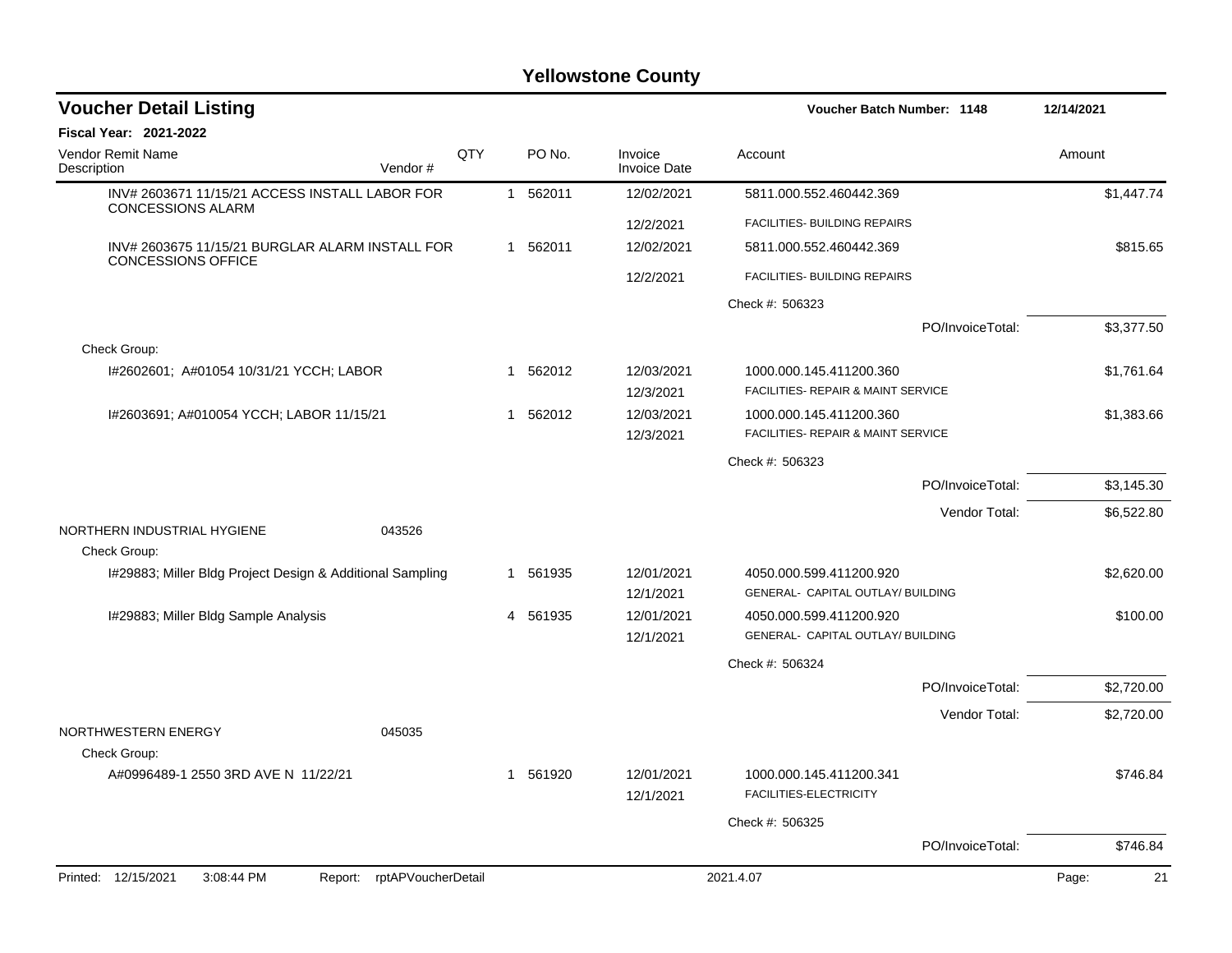# Yellowstone County

## Voucher Detail Listing

**Voucher Batch Number: 1148** — 12/14/2021

**Fiscal Year: 2021-2022**

| Vendor Remit Name / Description | Vendor # | QTY | PO No. | Invoice / Invoice Date | Account | Amount |
|---|---|---|---|---|---|---|
| INV# 2603671 11/15/21 ACCESS INSTALL LABOR FOR CONCESSIONS ALARM | | 1 | 562011 | 12/02/2021 / 12/2/2021 | 5811.000.552.460442.369 FACILITIES- BUILDING REPAIRS | $1,447.74 |
| INV# 2603675 11/15/21 BURGLAR ALARM INSTALL FOR CONCESSIONS OFFICE | | 1 | 562011 | 12/02/2021 / 12/2/2021 | 5811.000.552.460442.369 FACILITIES- BUILDING REPAIRS | $815.65 |
| | | | | | Check #: 506323 | |
| | | | | | PO/InvoiceTotal: | $3,377.50 |
| Check Group: | | | | | | |
| I#2602601; A#01054 10/31/21 YCCH; LABOR | | 1 | 562012 | 12/03/2021 / 12/3/2021 | 1000.000.145.411200.360 FACILITIES- REPAIR & MAINT SERVICE | $1,761.64 |
| I#2603691; A#010054 YCCH; LABOR 11/15/21 | | 1 | 562012 | 12/03/2021 / 12/3/2021 | 1000.000.145.411200.360 FACILITIES- REPAIR & MAINT SERVICE | $1,383.66 |
| | | | | | Check #: 506323 | |
| | | | | | PO/InvoiceTotal: | $3,145.30 |
| | | | | | Vendor Total: | $6,522.80 |
| NORTHERN INDUSTRIAL HYGIENE | 043526 | | | | | |
| Check Group: | | | | | | |
| I#29883; Miller Bldg Project Design & Additional Sampling | | 1 | 561935 | 12/01/2021 / 12/1/2021 | 4050.000.599.411200.920 GENERAL- CAPITAL OUTLAY/ BUILDING | $2,620.00 |
| I#29883; Miller Bldg Sample Analysis | | 4 | 561935 | 12/01/2021 / 12/1/2021 | 4050.000.599.411200.920 GENERAL- CAPITAL OUTLAY/ BUILDING | $100.00 |
| | | | | | Check #: 506324 | |
| | | | | | PO/InvoiceTotal: | $2,720.00 |
| | | | | | Vendor Total: | $2,720.00 |
| NORTHWESTERN ENERGY | 045035 | | | | | |
| Check Group: | | | | | | |
| A#0996489-1 2550 3RD AVE N 11/22/21 | | 1 | 561920 | 12/01/2021 / 12/1/2021 | 1000.000.145.411200.341 FACILITIES-ELECTRICITY | $746.84 |
| | | | | | Check #: 506325 | |
| | | | | | PO/InvoiceTotal: | $746.84 |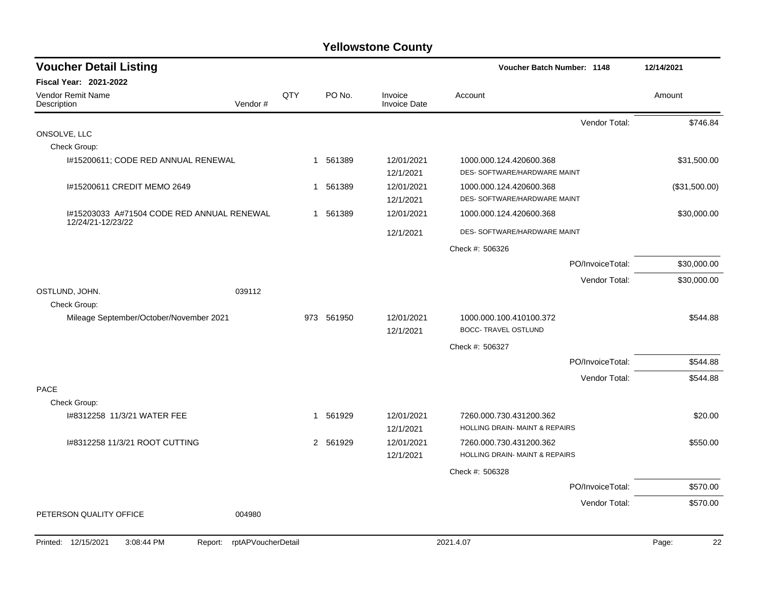# Yellowstone County

## Voucher Detail Listing

**Voucher Batch Number: 1148** — 12/14/2021

**Fiscal Year: 2021-2022**

| Vendor Remit Name / Description | Vendor # | QTY | PO No. | Invoice / Invoice Date | Account | Amount |
|---|---|---|---|---|---|---|
| | | | | | Vendor Total: | $746.84 |
| ONSOLVE, LLC | | | | | | |
| Check Group: | | | | | | |
| I#15200611; CODE RED ANNUAL RENEWAL | | 1 | 561389 | 12/01/2021<br>12/1/2021 | 1000.000.124.420600.368<br>DES- SOFTWARE/HARDWARE MAINT | $31,500.00 |
| I#15200611 CREDIT MEMO 2649 | | 1 | 561389 | 12/01/2021<br>12/1/2021 | 1000.000.124.420600.368<br>DES- SOFTWARE/HARDWARE MAINT | ($31,500.00) |
| I#15203033 A#71504 CODE RED ANNUAL RENEWAL 12/24/21-12/23/22 | | 1 | 561389 | 12/01/2021<br>12/1/2021 | 1000.000.124.420600.368<br>DES- SOFTWARE/HARDWARE MAINT | $30,000.00 |
| | | | | | Check #: 506326 | |
| | | | | | PO/InvoiceTotal: | $30,000.00 |
| | | | | | Vendor Total: | $30,000.00 |
| OSTLUND, JOHN. | 039112 | | | | | |
| Check Group: | | | | | | |
| Mileage September/October/November 2021 | | 973 | 561950 | 12/01/2021<br>12/1/2021 | 1000.000.100.410100.372<br>BOCC- TRAVEL OSTLUND | $544.88 |
| | | | | | Check #: 506327 | |
| | | | | | PO/InvoiceTotal: | $544.88 |
| | | | | | Vendor Total: | $544.88 |
| PACE | | | | | | |
| Check Group: | | | | | | |
| I#8312258 11/3/21 WATER FEE | | 1 | 561929 | 12/01/2021<br>12/1/2021 | 7260.000.730.431200.362<br>HOLLING DRAIN- MAINT & REPAIRS | $20.00 |
| I#8312258 11/3/21 ROOT CUTTING | | 2 | 561929 | 12/01/2021<br>12/1/2021 | 7260.000.730.431200.362<br>HOLLING DRAIN- MAINT & REPAIRS | $550.00 |
| | | | | | Check #: 506328 | |
| | | | | | PO/InvoiceTotal: | $570.00 |
| | | | | | Vendor Total: | $570.00 |
| PETERSON QUALITY OFFICE | 004980 | | | | | |

Printed: 12/15/2021 3:08:44 PM Report: rptAPVoucherDetail 2021.4.07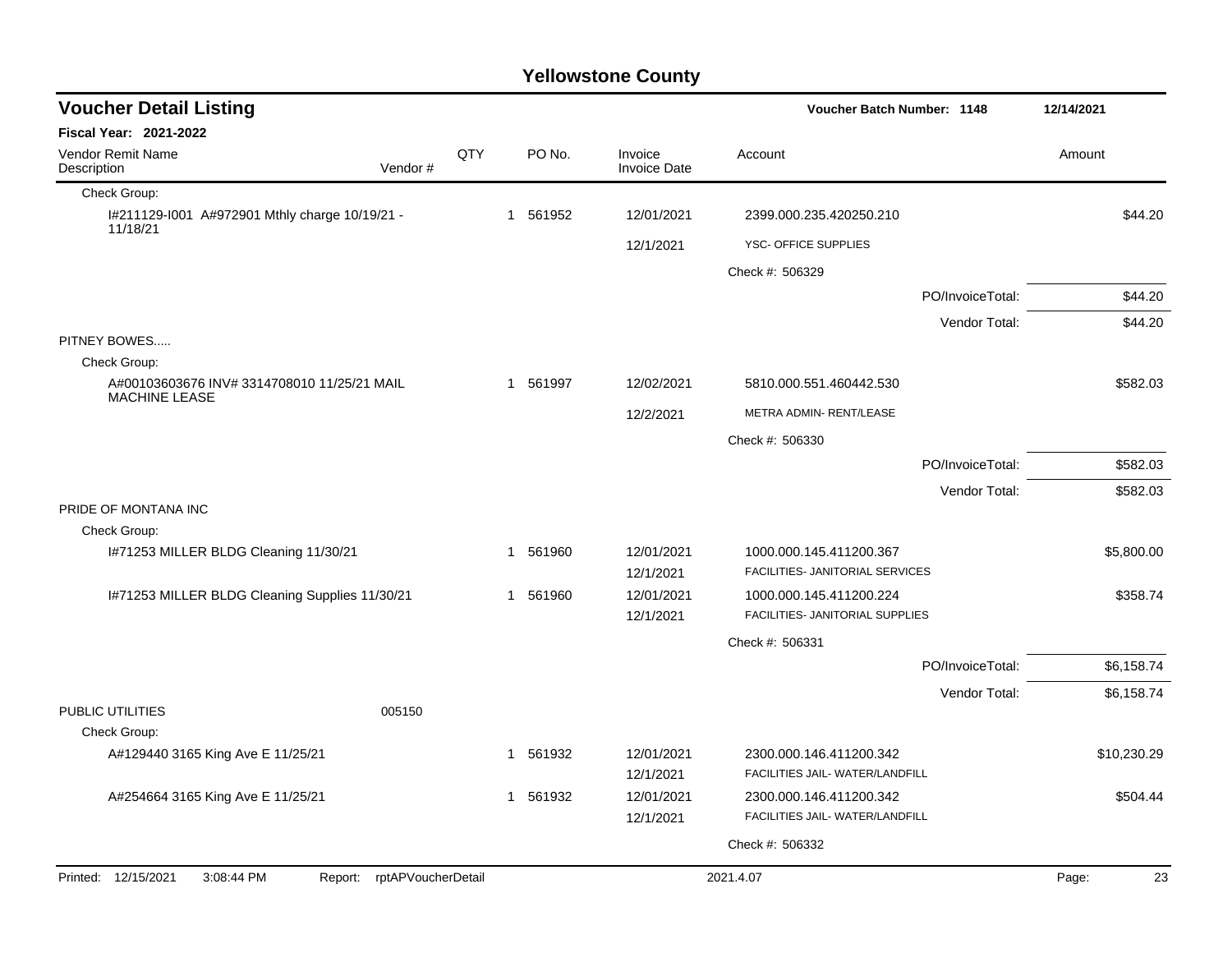# Yellowstone County

## Voucher Detail Listing

**Voucher Batch Number: 1148** | 12/14/2021

**Fiscal Year: 2021-2022**

| Vendor Remit Name / Description | Vendor # | QTY | PO No. | Invoice / Invoice Date | Account | Amount |
|---|---|---|---|---|---|---|
| Check Group: | | | | | | |
| I#211129-I001 A#972901 Mthly charge 10/19/21 - 11/18/21 | | 1 | 561952 | 12/01/2021 | 2399.000.235.420250.210 | $44.20 |
| | | | | 12/1/2021 | YSC- OFFICE SUPPLIES | |
| | | | | | Check #: 506329 | |
| | | | | | PO/InvoiceTotal: | $44.20 |
| | | | | | Vendor Total: | $44.20 |
| PITNEY BOWES..... | | | | | | |
| Check Group: | | | | | | |
| A#00103603676 INV# 3314708010 11/25/21 MAIL MACHINE LEASE | | 1 | 561997 | 12/02/2021 | 5810.000.551.460442.530 | $582.03 |
| | | | | 12/2/2021 | METRA ADMIN- RENT/LEASE | |
| | | | | | Check #: 506330 | |
| | | | | | PO/InvoiceTotal: | $582.03 |
| | | | | | Vendor Total: | $582.03 |
| PRIDE OF MONTANA INC | | | | | | |
| Check Group: | | | | | | |
| I#71253 MILLER BLDG Cleaning 11/30/21 | | 1 | 561960 | 12/01/2021 | 1000.000.145.411200.367 | $5,800.00 |
| | | | | 12/1/2021 | FACILITIES- JANITORIAL SERVICES | |
| I#71253 MILLER BLDG Cleaning Supplies 11/30/21 | | 1 | 561960 | 12/01/2021 | 1000.000.145.411200.224 | $358.74 |
| | | | | 12/1/2021 | FACILITIES- JANITORIAL SUPPLIES | |
| | | | | | Check #: 506331 | |
| | | | | | PO/InvoiceTotal: | $6,158.74 |
| | | | | | Vendor Total: | $6,158.74 |
| PUBLIC UTILITIES | 005150 | | | | | |
| Check Group: | | | | | | |
| A#129440 3165 King Ave E 11/25/21 | | 1 | 561932 | 12/01/2021 | 2300.000.146.411200.342 | $10,230.29 |
| | | | | 12/1/2021 | FACILITIES JAIL- WATER/LANDFILL | |
| A#254664 3165 King Ave E 11/25/21 | | 1 | 561932 | 12/01/2021 | 2300.000.146.411200.342 | $504.44 |
| | | | | 12/1/2021 | FACILITIES JAIL- WATER/LANDFILL | |
| | | | | | Check #: 506332 | |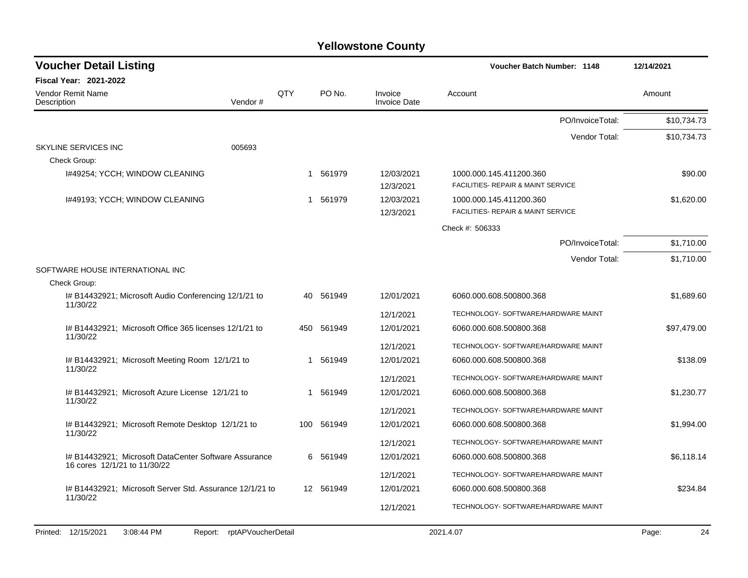# Yellowstone County

## Voucher Detail Listing

**Voucher Batch Number: 1148** — 12/14/2021

**Fiscal Year: 2021-2022**

| Vendor Remit Name / Description | Vendor # | QTY | PO No. | Invoice / Invoice Date | Account | Amount |
|---|---|---|---|---|---|---|
| | | | | | PO/InvoiceTotal: | $10,734.73 |
| | | | | | Vendor Total: | $10,734.73 |
| SKYLINE SERVICES INC | 005693 | | | | | |
| Check Group: | | | | | | |
| I#49254; YCCH; WINDOW CLEANING | | 1 | 561979 | 12/03/2021 / 12/3/2021 | 1000.000.145.411200.360 FACILITIES- REPAIR & MAINT SERVICE | $90.00 |
| I#49193; YCCH; WINDOW CLEANING | | 1 | 561979 | 12/03/2021 / 12/3/2021 | 1000.000.145.411200.360 FACILITIES- REPAIR & MAINT SERVICE | $1,620.00 |
| | | | | | Check #: 506333 | |
| | | | | | PO/InvoiceTotal: | $1,710.00 |
| | | | | | Vendor Total: | $1,710.00 |
| SOFTWARE HOUSE INTERNATIONAL INC | | | | | | |
| Check Group: | | | | | | |
| I# B14432921; Microsoft Audio Conferencing 12/1/21 to 11/30/22 | | 40 | 561949 | 12/01/2021 / 12/1/2021 | 6060.000.608.500800.368 TECHNOLOGY- SOFTWARE/HARDWARE MAINT | $1,689.60 |
| I# B14432921; Microsoft Office 365 licenses 12/1/21 to 11/30/22 | | 450 | 561949 | 12/01/2021 / 12/1/2021 | 6060.000.608.500800.368 TECHNOLOGY- SOFTWARE/HARDWARE MAINT | $97,479.00 |
| I# B14432921; Microsoft Meeting Room 12/1/21 to 11/30/22 | | 1 | 561949 | 12/01/2021 / 12/1/2021 | 6060.000.608.500800.368 TECHNOLOGY- SOFTWARE/HARDWARE MAINT | $138.09 |
| I# B14432921; Microsoft Azure License 12/1/21 to 11/30/22 | | 1 | 561949 | 12/01/2021 / 12/1/2021 | 6060.000.608.500800.368 TECHNOLOGY- SOFTWARE/HARDWARE MAINT | $1,230.77 |
| I# B14432921; Microsoft Remote Desktop 12/1/21 to 11/30/22 | | 100 | 561949 | 12/01/2021 / 12/1/2021 | 6060.000.608.500800.368 TECHNOLOGY- SOFTWARE/HARDWARE MAINT | $1,994.00 |
| I# B14432921; Microsoft DataCenter Software Assurance 16 cores 12/1/21 to 11/30/22 | | 6 | 561949 | 12/01/2021 / 12/1/2021 | 6060.000.608.500800.368 TECHNOLOGY- SOFTWARE/HARDWARE MAINT | $6,118.14 |
| I# B14432921; Microsoft Server Std. Assurance 12/1/21 to 11/30/22 | | 12 | 561949 | 12/01/2021 / 12/1/2021 | 6060.000.608.500800.368 TECHNOLOGY- SOFTWARE/HARDWARE MAINT | $234.84 |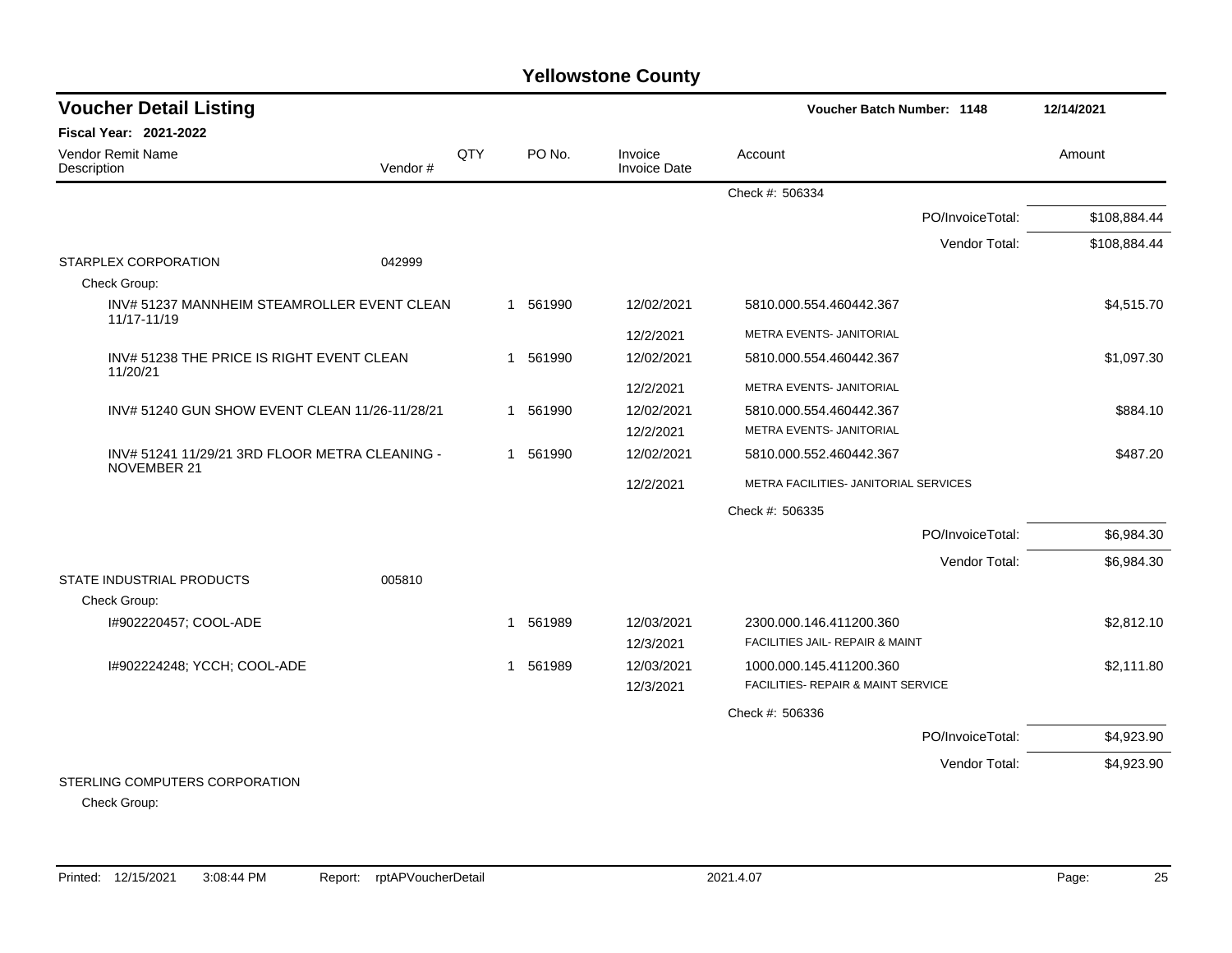# Yellowstone County

## Voucher Detail Listing

**Voucher Batch Number: 1148** — 12/14/2021

**Fiscal Year: 2021-2022**

| Vendor Remit Name / Description | Vendor # | QTY | PO No. | Invoice / Invoice Date | Account | Amount |
|---|---|---|---|---|---|---|
| | | | | | Check #: 506334 | |
| | | | | | PO/InvoiceTotal: | $108,884.44 |
| | | | | | Vendor Total: | $108,884.44 |
| STARPLEX CORPORATION | 042999 | | | | | |
| Check Group: | | | | | | |
| INV# 51237 MANNHEIM STEAMROLLER EVENT CLEAN 11/17-11/19 | | 1 | 561990 | 12/02/2021 | 5810.000.554.460442.367 | $4,515.70 |
| | | | | 12/2/2021 | METRA EVENTS- JANITORIAL | |
| INV# 51238 THE PRICE IS RIGHT EVENT CLEAN 11/20/21 | | 1 | 561990 | 12/02/2021 | 5810.000.554.460442.367 | $1,097.30 |
| | | | | 12/2/2021 | METRA EVENTS- JANITORIAL | |
| INV# 51240 GUN SHOW EVENT CLEAN 11/26-11/28/21 | | 1 | 561990 | 12/02/2021 | 5810.000.554.460442.367 | $884.10 |
| | | | | 12/2/2021 | METRA EVENTS- JANITORIAL | |
| INV# 51241 11/29/21 3RD FLOOR METRA CLEANING - NOVEMBER 21 | | 1 | 561990 | 12/02/2021 | 5810.000.552.460442.367 | $487.20 |
| | | | | 12/2/2021 | METRA FACILITIES- JANITORIAL SERVICES | |
| | | | | | Check #: 506335 | |
| | | | | | PO/InvoiceTotal: | $6,984.30 |
| | | | | | Vendor Total: | $6,984.30 |
| STATE INDUSTRIAL PRODUCTS | 005810 | | | | | |
| Check Group: | | | | | | |
| I#902220457; COOL-ADE | | 1 | 561989 | 12/03/2021 | 2300.000.146.411200.360 | $2,812.10 |
| | | | | 12/3/2021 | FACILITIES JAIL- REPAIR & MAINT | |
| I#902224248; YCCH; COOL-ADE | | 1 | 561989 | 12/03/2021 | 1000.000.145.411200.360 | $2,111.80 |
| | | | | 12/3/2021 | FACILITIES- REPAIR & MAINT SERVICE | |
| | | | | | Check #: 506336 | |
| | | | | | PO/InvoiceTotal: | $4,923.90 |
| | | | | | Vendor Total: | $4,923.90 |
| STERLING COMPUTERS CORPORATION | | | | | | |
| Check Group: | | | | | | |

Printed: 12/15/2021 3:08:44 PM Report: rptAPVoucherDetail 2021.4.07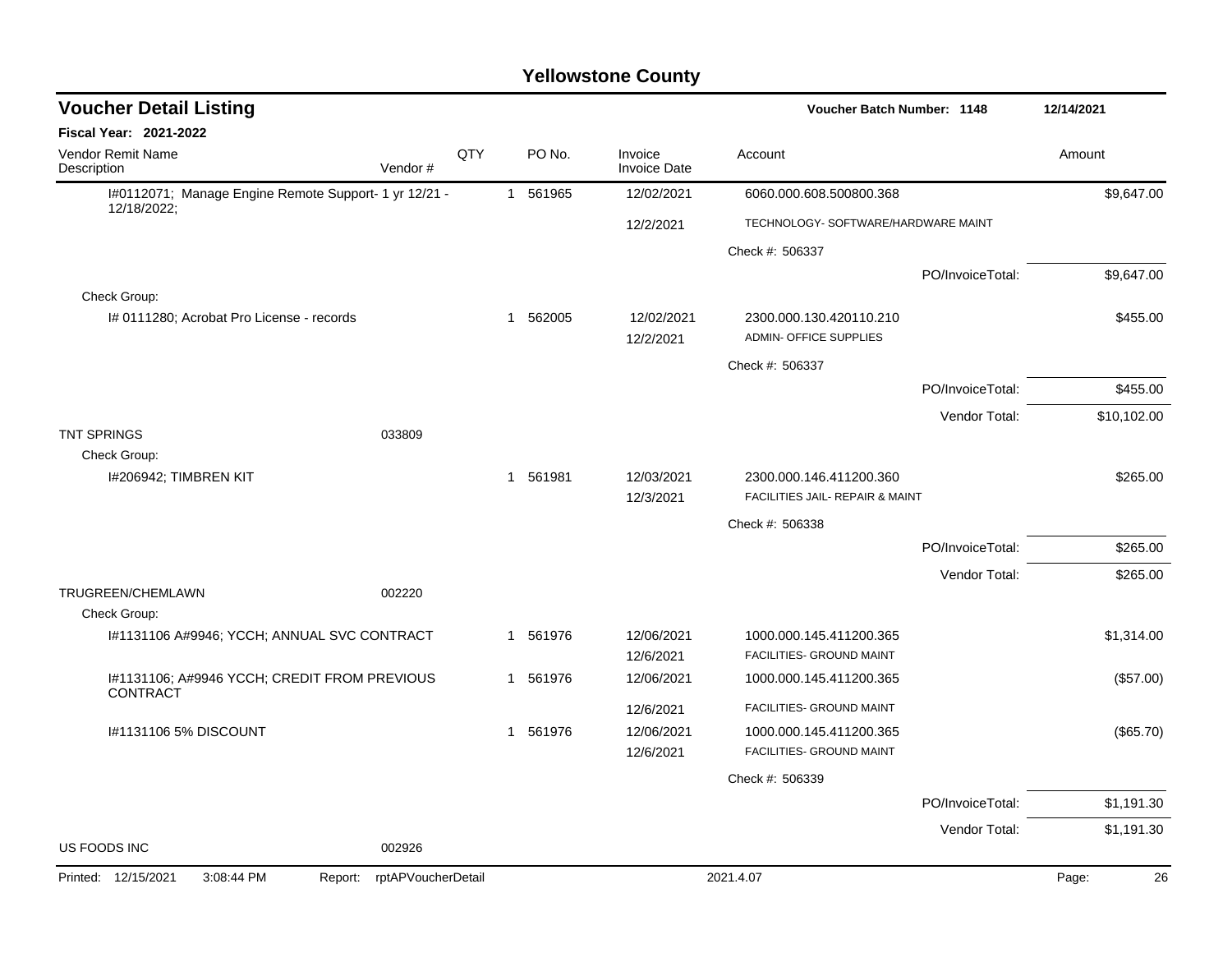# Yellowstone County

## Voucher Detail Listing

**Voucher Batch Number: 1148** — 12/14/2021

**Fiscal Year: 2021-2022**

| Vendor Remit Name / Description | Vendor # | QTY | PO No. | Invoice / Invoice Date | Account | Amount |
|---|---|---|---|---|---|---|
| I#0112071; Manage Engine Remote Support- 1 yr 12/21 - 12/18/2022; | | 1 | 561965 | 12/02/2021 | 6060.000.608.500800.368 | $9,647.00 |
| | | | | 12/2/2021 | TECHNOLOGY- SOFTWARE/HARDWARE MAINT | |
| | | | | | Check #: 506337 | |
| | | | | | PO/InvoiceTotal: | $9,647.00 |
| Check Group: | | | | | | |
| I# 0111280; Acrobat Pro License - records | | 1 | 562005 | 12/02/2021 | 2300.000.130.420110.210 | $455.00 |
| | | | | 12/2/2021 | ADMIN- OFFICE SUPPLIES | |
| | | | | | Check #: 506337 | |
| | | | | | PO/InvoiceTotal: | $455.00 |
| | | | | | Vendor Total: | $10,102.00 |
| TNT SPRINGS | 033809 | | | | | |
| Check Group: | | | | | | |
| I#206942; TIMBREN KIT | | 1 | 561981 | 12/03/2021 | 2300.000.146.411200.360 | $265.00 |
| | | | | 12/3/2021 | FACILITIES JAIL- REPAIR & MAINT | |
| | | | | | Check #: 506338 | |
| | | | | | PO/InvoiceTotal: | $265.00 |
| | | | | | Vendor Total: | $265.00 |
| TRUGREEN/CHEMLAWN | 002220 | | | | | |
| Check Group: | | | | | | |
| I#1131106 A#9946; YCCH; ANNUAL SVC CONTRACT | | 1 | 561976 | 12/06/2021 | 1000.000.145.411200.365 | $1,314.00 |
| | | | | 12/6/2021 | FACILITIES- GROUND MAINT | |
| I#1131106; A#9946 YCCH; CREDIT FROM PREVIOUS CONTRACT | | 1 | 561976 | 12/06/2021 | 1000.000.145.411200.365 | ($57.00) |
| | | | | 12/6/2021 | FACILITIES- GROUND MAINT | |
| I#1131106 5% DISCOUNT | | 1 | 561976 | 12/06/2021 | 1000.000.145.411200.365 | ($65.70) |
| | | | | 12/6/2021 | FACILITIES- GROUND MAINT | |
| | | | | | Check #: 506339 | |
| | | | | | PO/InvoiceTotal: | $1,191.30 |
| | | | | | Vendor Total: | $1,191.30 |
| US FOODS INC | 002926 | | | | | |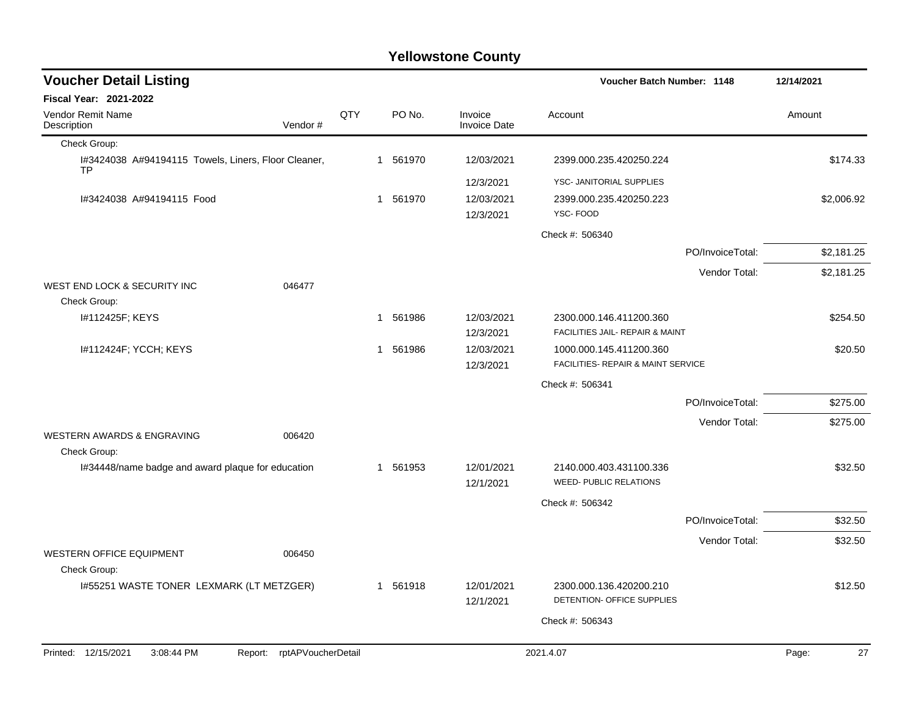# Yellowstone County

## Voucher Detail Listing

**Voucher Batch Number: 1148** — 12/14/2021

**Fiscal Year: 2021-2022**

| Vendor Remit Name / Description | Vendor # | QTY | PO No. | Invoice / Invoice Date | Account | Amount |
|---|---|---|---|---|---|---|
| Check Group: | | | | | | |
| I#3424038 A#94194115 Towels, Liners, Floor Cleaner, TP | | 1 | 561970 | 12/03/2021<br>12/3/2021 | 2399.000.235.420250.224<br>YSC- JANITORIAL SUPPLIES | $174.33 |
| I#3424038 A#94194115 Food | | 1 | 561970 | 12/03/2021<br>12/3/2021 | 2399.000.235.420250.223<br>YSC- FOOD | $2,006.92 |
| | | | | | Check #: 506340 | |
| | | | | | PO/InvoiceTotal: | $2,181.25 |
| | | | | | Vendor Total: | $2,181.25 |
| WEST END LOCK & SECURITY INC | 046477 | | | | | |
| Check Group: | | | | | | |
| I#112425F; KEYS | | 1 | 561986 | 12/03/2021<br>12/3/2021 | 2300.000.146.411200.360<br>FACILITIES JAIL- REPAIR & MAINT | $254.50 |
| I#112424F; YCCH; KEYS | | 1 | 561986 | 12/03/2021<br>12/3/2021 | 1000.000.145.411200.360<br>FACILITIES- REPAIR & MAINT SERVICE | $20.50 |
| | | | | | Check #: 506341 | |
| | | | | | PO/InvoiceTotal: | $275.00 |
| | | | | | Vendor Total: | $275.00 |
| WESTERN AWARDS & ENGRAVING | 006420 | | | | | |
| Check Group: | | | | | | |
| I#34448/name badge and award plaque for education | | 1 | 561953 | 12/01/2021<br>12/1/2021 | 2140.000.403.431100.336<br>WEED- PUBLIC RELATIONS | $32.50 |
| | | | | | Check #: 506342 | |
| | | | | | PO/InvoiceTotal: | $32.50 |
| | | | | | Vendor Total: | $32.50 |
| WESTERN OFFICE EQUIPMENT | 006450 | | | | | |
| Check Group: | | | | | | |
| I#55251 WASTE TONER LEXMARK (LT METZGER) | | 1 | 561918 | 12/01/2021<br>12/1/2021 | 2300.000.136.420200.210<br>DETENTION- OFFICE SUPPLIES | $12.50 |
| | | | | | Check #: 506343 | |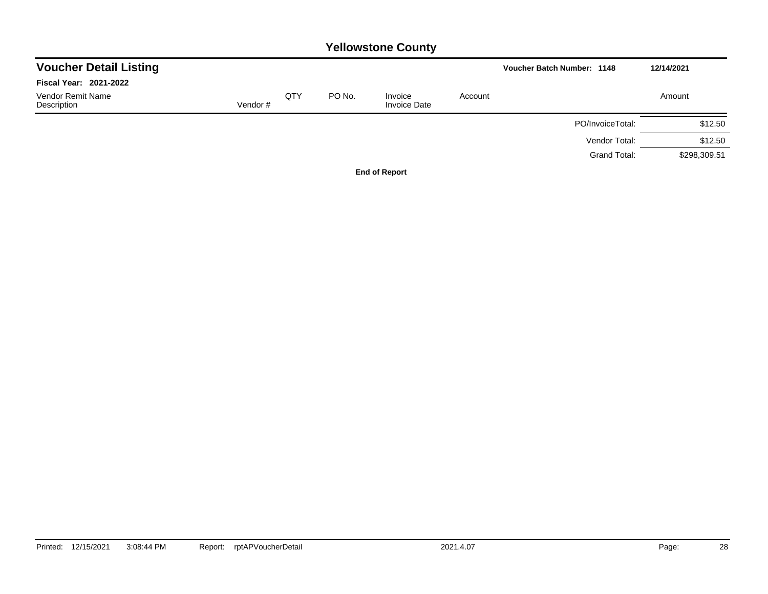# Yellowstone County

## Voucher Detail Listing

**Voucher Batch Number: 1148** **12/14/2021**

**Fiscal Year: 2021-2022**

| Vendor Remit Name<br>Description | Vendor # | QTY | PO No. | Invoice<br>Invoice Date | Account | | Amount |
|---|---|---|---|---|---|---|---|
| | | | | | | PO/InvoiceTotal: | $12.50 |
| | | | | | | Vendor Total: | $12.50 |
| | | | | | | Grand Total: | $298,309.51 |

**End of Report**

Printed: 12/15/2021 3:08:44 PM Report: rptAPVoucherDetail 2021.4.07